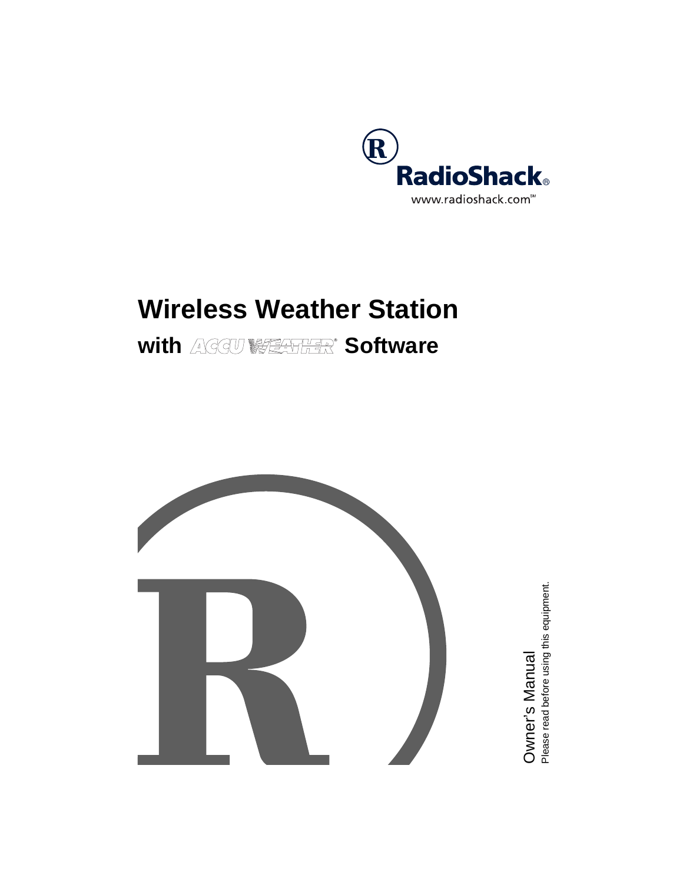RadioShack®

www.radioshack.com℠

# Wireless Weather Station

## with ACCU WEATHER® Software

Owner's Manual

Please read before using this equipment.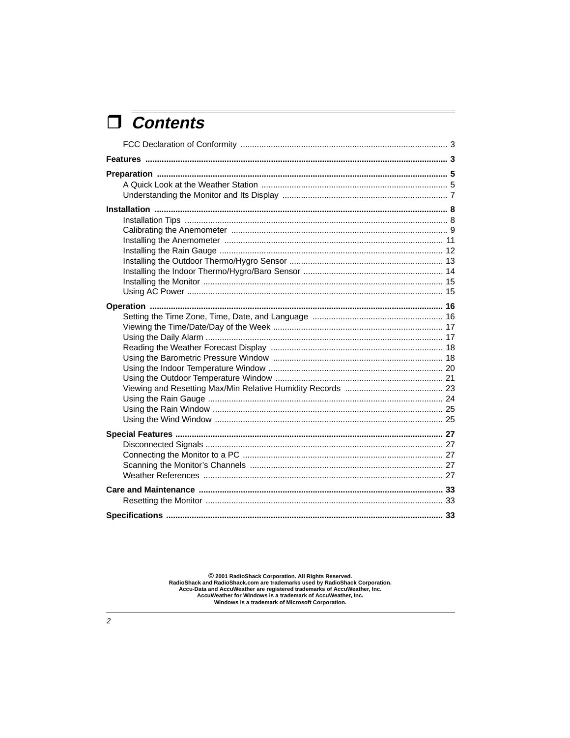# Contents

FCC Declaration of Conformity ........ 3

**Features** ........ 3

**Preparation** ........ 5
- A Quick Look at the Weather Station ........ 5
- Understanding the Monitor and Its Display ........ 7

**Installation** ........ 8
- Installation Tips ........ 8
- Calibrating the Anemometer ........ 9
- Installing the Anemometer ........ 11
- Installing the Rain Gauge ........ 12
- Installing the Outdoor Thermo/Hygro Sensor ........ 13
- Installing the Indoor Thermo/Hygro/Baro Sensor ........ 14
- Installing the Monitor ........ 15
- Using AC Power ........ 15

**Operation** ........ 16
- Setting the Time Zone, Time, Date, and Language ........ 16
- Viewing the Time/Date/Day of the Week ........ 17
- Using the Daily Alarm ........ 17
- Reading the Weather Forecast Display ........ 18
- Using the Barometric Pressure Window ........ 18
- Using the Indoor Temperature Window ........ 20
- Using the Outdoor Temperature Window ........ 21
- Viewing and Resetting Max/Min Relative Humidity Records ........ 23
- Using the Rain Gauge ........ 24
- Using the Rain Window ........ 25
- Using the Wind Window ........ 25

**Special Features** ........ 27
- Disconnected Signals ........ 27
- Connecting the Monitor to a PC ........ 27
- Scanning the Monitor's Channels ........ 27
- Weather References ........ 27

**Care and Maintenance** ........ 33
- Resetting the Monitor ........ 33

**Specifications** ........ 33

© 2001 RadioShack Corporation. All Rights Reserved.
RadioShack and RadioShack.com are trademarks used by RadioShack Corporation.
Accu-Data and AccuWeather are registered trademarks of AccuWeather, Inc.
AccuWeather for Windows is a trademark of AccuWeather, Inc.
Windows is a trademark of Microsoft Corporation.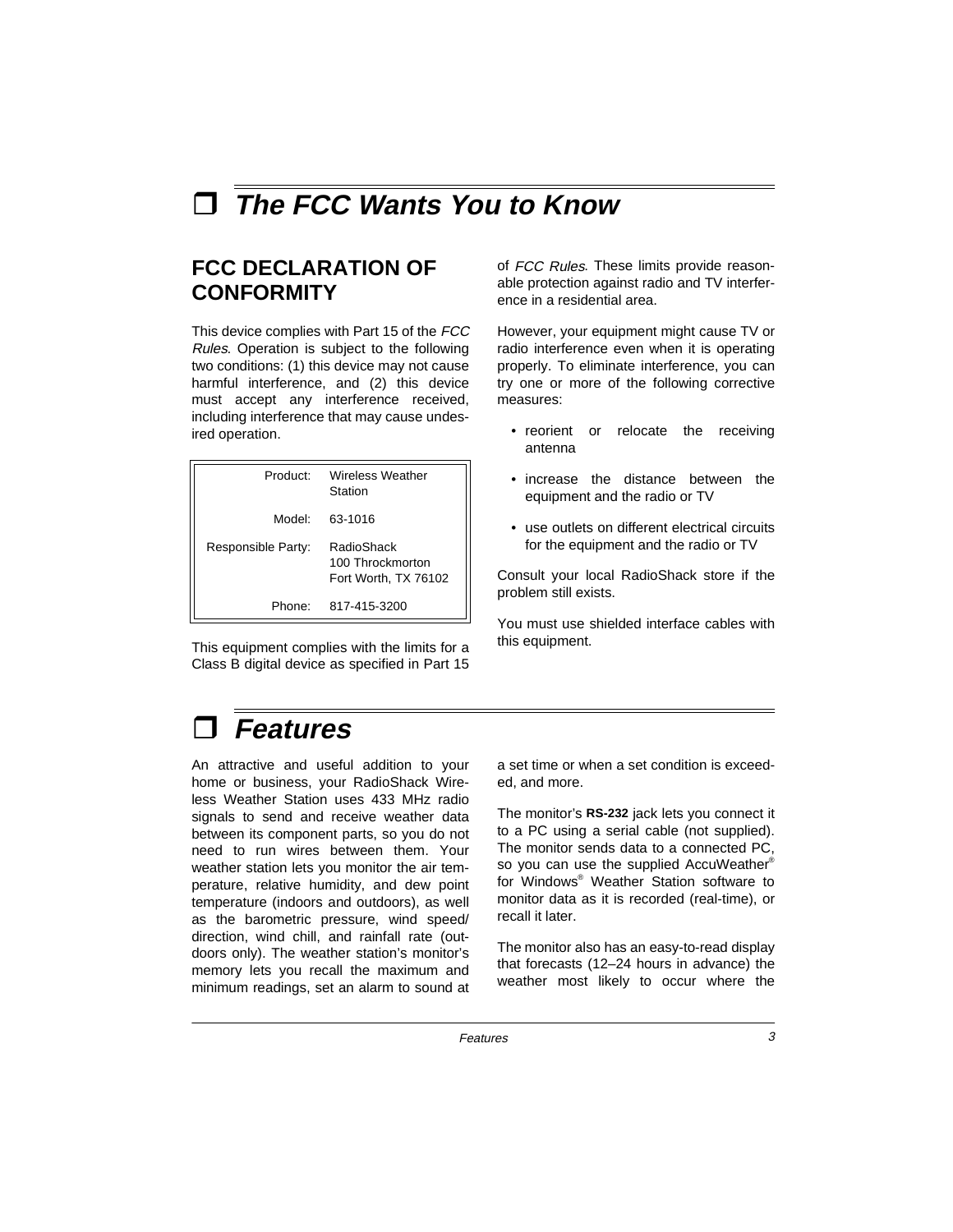# ❒ *The FCC Wants You to Know*

## FCC DECLARATION OF CONFORMITY

This device complies with Part 15 of the *FCC Rules*. Operation is subject to the following two conditions: (1) this device may not cause harmful interference, and (2) this device must accept any interference received, including interference that may cause undesired operation.

| | |
|---|---|
| Product: | Wireless Weather Station |
| Model: | 63-1016 |
| Responsible Party: | RadioShack<br>100 Throckmorton<br>Fort Worth, TX 76102 |
| Phone: | 817-415-3200 |

This equipment complies with the limits for a Class B digital device as specified in Part 15 of *FCC Rules*. These limits provide reasonable protection against radio and TV interference in a residential area.

However, your equipment might cause TV or radio interference even when it is operating properly. To eliminate interference, you can try one or more of the following corrective measures:

- reorient or relocate the receiving antenna
- increase the distance between the equipment and the radio or TV
- use outlets on different electrical circuits for the equipment and the radio or TV

Consult your local RadioShack store if the problem still exists.

You must use shielded interface cables with this equipment.

# ❒ *Features*

An attractive and useful addition to your home or business, your RadioShack Wireless Weather Station uses 433 MHz radio signals to send and receive weather data between its component parts, so you do not need to run wires between them. Your weather station lets you monitor the air temperature, relative humidity, and dew point temperature (indoors and outdoors), as well as the barometric pressure, wind speed/direction, wind chill, and rainfall rate (outdoors only). The weather station's monitor's memory lets you recall the maximum and minimum readings, set an alarm to sound at a set time or when a set condition is exceeded, and more.

The monitor's **RS-232** jack lets you connect it to a PC using a serial cable (not supplied). The monitor sends data to a connected PC, so you can use the supplied AccuWeather® for Windows® Weather Station software to monitor data as it is recorded (real-time), or recall it later.

The monitor also has an easy-to-read display that forecasts (12–24 hours in advance) the weather most likely to occur where the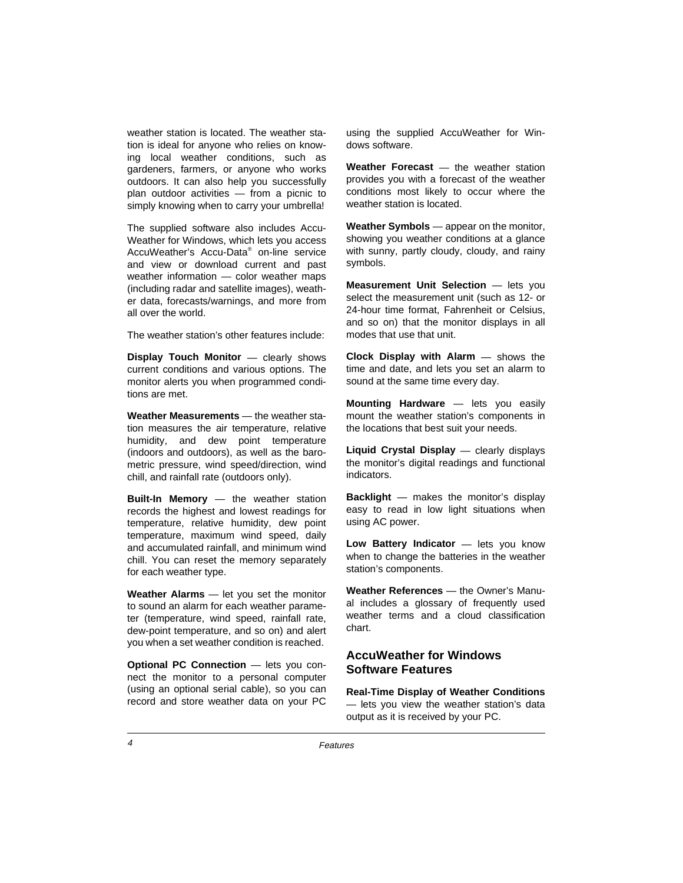weather station is located. The weather station is ideal for anyone who relies on knowing local weather conditions, such as gardeners, farmers, or anyone who works outdoors. It can also help you successfully plan outdoor activities — from a picnic to simply knowing when to carry your umbrella!

The supplied software also includes AccuWeather for Windows, which lets you access AccuWeather's Accu-Data® on-line service and view or download current and past weather information — color weather maps (including radar and satellite images), weather data, forecasts/warnings, and more from all over the world.

The weather station's other features include:

**Display Touch Monitor** — clearly shows current conditions and various options. The monitor alerts you when programmed conditions are met.

**Weather Measurements** — the weather station measures the air temperature, relative humidity, and dew point temperature (indoors and outdoors), as well as the barometric pressure, wind speed/direction, wind chill, and rainfall rate (outdoors only).

**Built-In Memory** — the weather station records the highest and lowest readings for temperature, relative humidity, dew point temperature, maximum wind speed, daily and accumulated rainfall, and minimum wind chill. You can reset the memory separately for each weather type.

**Weather Alarms** — let you set the monitor to sound an alarm for each weather parameter (temperature, wind speed, rainfall rate, dew-point temperature, and so on) and alert you when a set weather condition is reached.

**Optional PC Connection** — lets you connect the monitor to a personal computer (using an optional serial cable), so you can record and store weather data on your PC using the supplied AccuWeather for Windows software.

**Weather Forecast** — the weather station provides you with a forecast of the weather conditions most likely to occur where the weather station is located.

**Weather Symbols** — appear on the monitor, showing you weather conditions at a glance with sunny, partly cloudy, cloudy, and rainy symbols.

**Measurement Unit Selection** — lets you select the measurement unit (such as 12- or 24-hour time format, Fahrenheit or Celsius, and so on) that the monitor displays in all modes that use that unit.

**Clock Display with Alarm** — shows the time and date, and lets you set an alarm to sound at the same time every day.

**Mounting Hardware** — lets you easily mount the weather station's components in the locations that best suit your needs.

**Liquid Crystal Display** — clearly displays the monitor's digital readings and functional indicators.

**Backlight** — makes the monitor's display easy to read in low light situations when using AC power.

**Low Battery Indicator** — lets you know when to change the batteries in the weather station's components.

**Weather References** — the Owner's Manual includes a glossary of frequently used weather terms and a cloud classification chart.

## AccuWeather for Windows Software Features

**Real-Time Display of Weather Conditions** — lets you view the weather station's data output as it is received by your PC.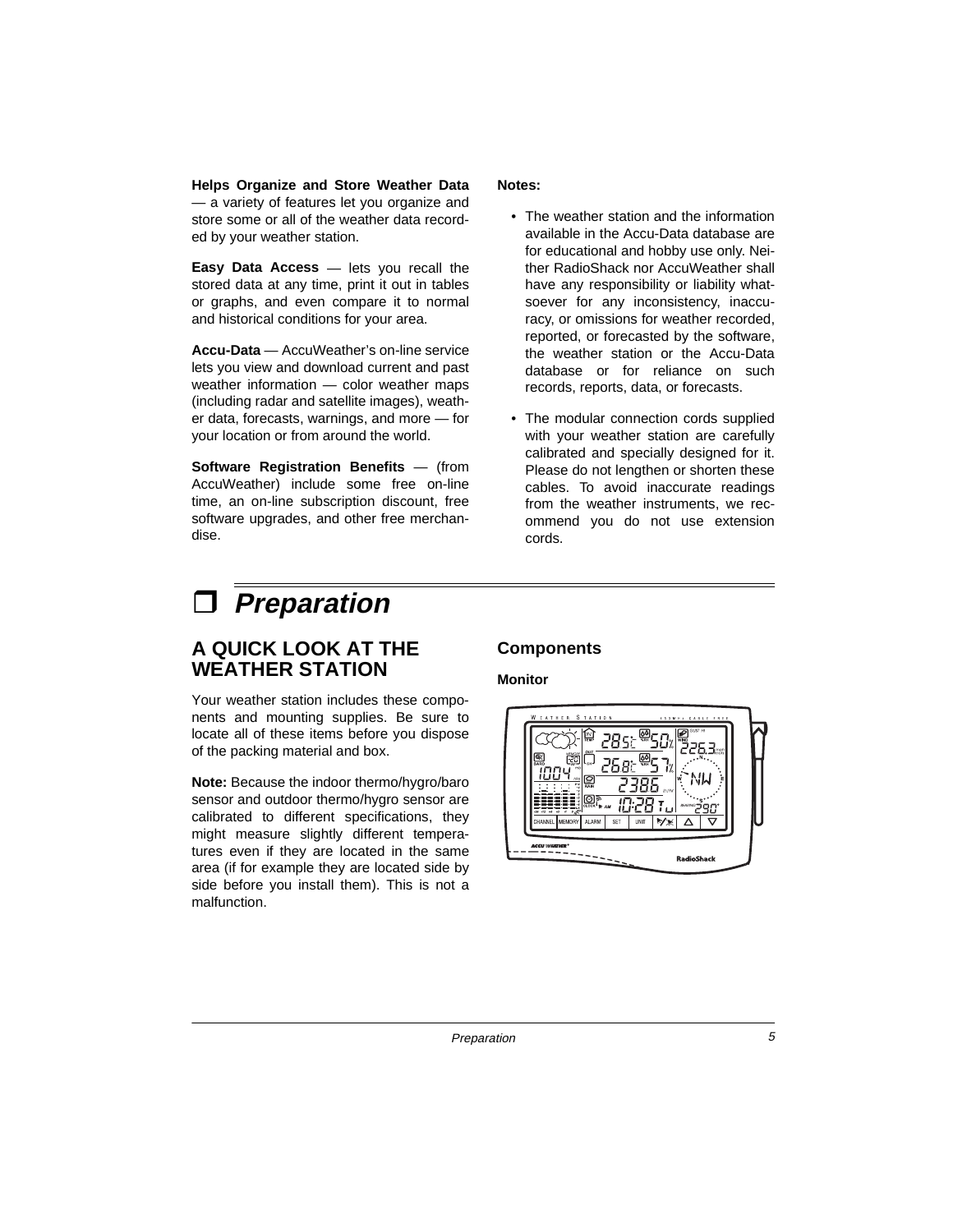**Helps Organize and Store Weather Data** — a variety of features let you organize and store some or all of the weather data recorded by your weather station.

**Easy Data Access** — lets you recall the stored data at any time, print it out in tables or graphs, and even compare it to normal and historical conditions for your area.

**Accu-Data** — AccuWeather's on-line service lets you view and download current and past weather information — color weather maps (including radar and satellite images), weather data, forecasts, warnings, and more — for your location or from around the world.

**Software Registration Benefits** — (from AccuWeather) include some free on-line time, an on-line subscription discount, free software upgrades, and other free merchandise.

**Notes:**

- The weather station and the information available in the Accu-Data database are for educational and hobby use only. Neither RadioShack nor AccuWeather shall have any responsibility or liability whatsoever for any inconsistency, inaccuracy, or omissions for weather recorded, reported, or forecasted by the software, the weather station or the Accu-Data database or for reliance on such records, reports, data, or forecasts.
- The modular connection cords supplied with your weather station are carefully calibrated and specially designed for it. Please do not lengthen or shorten these cables. To avoid inaccurate readings from the weather instruments, we recommend you do not use extension cords.

# ❒ *Preparation*

## A QUICK LOOK AT THE WEATHER STATION

Your weather station includes these components and mounting supplies. Be sure to locate all of these items before you dispose of the packing material and box.

**Note:** Because the indoor thermo/hygro/baro sensor and outdoor thermo/hygro sensor are calibrated to different specifications, they might measure slightly different temperatures even if they are located in the same area (if for example they are located side by side before you install them). This is not a malfunction.

### Components

**Monitor**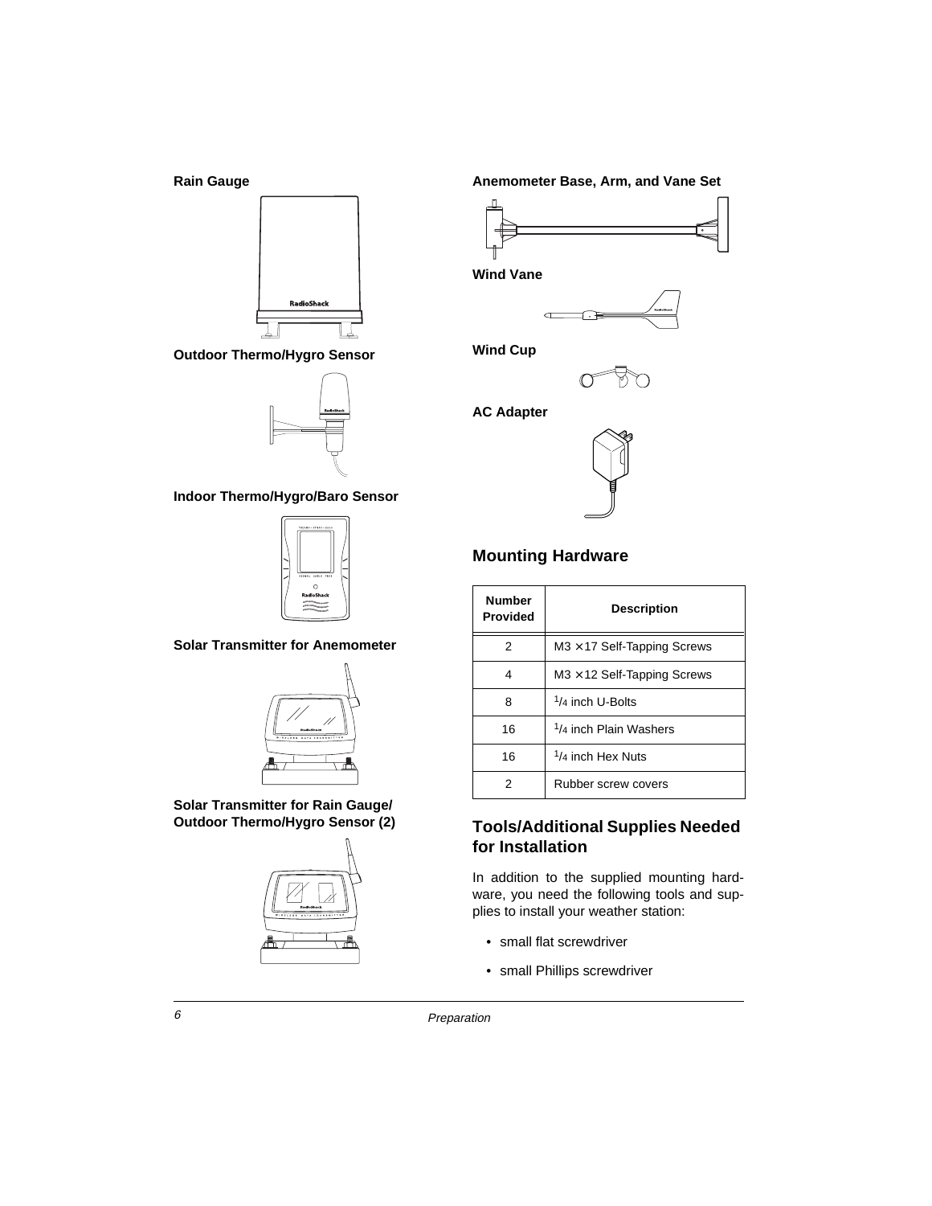**Rain Gauge**

**Outdoor Thermo/Hygro Sensor**

**Indoor Thermo/Hygro/Baro Sensor**

**Solar Transmitter for Anemometer**

**Solar Transmitter for Rain Gauge/ Outdoor Thermo/Hygro Sensor (2)**

**Anemometer Base, Arm, and Vane Set**

**Wind Vane**

**Wind Cup**

**AC Adapter**

## Mounting Hardware

| Number Provided | Description |
|---|---|
| 2 | M3 × 17 Self-Tapping Screws |
| 4 | M3 × 12 Self-Tapping Screws |
| 8 | 1/4 inch U-Bolts |
| 16 | 1/4 inch Plain Washers |
| 16 | 1/4 inch Hex Nuts |
| 2 | Rubber screw covers |

## Tools/Additional Supplies Needed for Installation

In addition to the supplied mounting hardware, you need the following tools and supplies to install your weather station:

- small flat screwdriver
- small Phillips screwdriver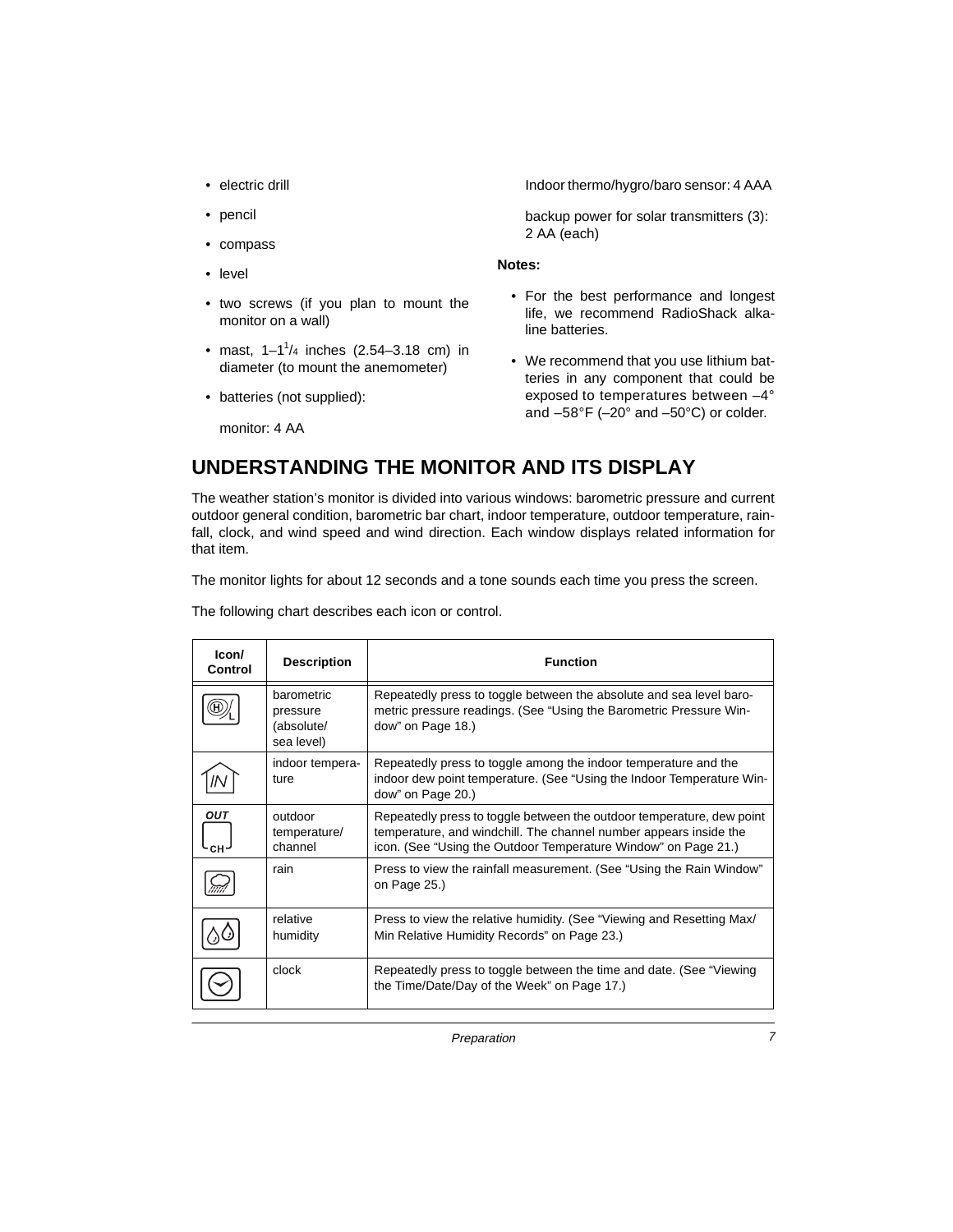- electric drill
- pencil
- compass
- level
- two screws (if you plan to mount the monitor on a wall)
- mast, 1–1¼ inches (2.54–3.18 cm) in diameter (to mount the anemometer)
- batteries (not supplied):

  monitor: 4 AA

  Indoor thermo/hygro/baro sensor: 4 AAA

  backup power for solar transmitters (3): 2 AA (each)

**Notes:**

- For the best performance and longest life, we recommend RadioShack alkaline batteries.
- We recommend that you use lithium batteries in any component that could be exposed to temperatures between –4° and –58°F (–20° and –50°C) or colder.

## UNDERSTANDING THE MONITOR AND ITS DISPLAY

The weather station's monitor is divided into various windows: barometric pressure and current outdoor general condition, barometric bar chart, indoor temperature, outdoor temperature, rainfall, clock, and wind speed and wind direction. Each window displays related information for that item.

The monitor lights for about 12 seconds and a tone sounds each time you press the screen.

The following chart describes each icon or control.

| Icon/ Control | Description | Function |
|---|---|---|
| H/L | barometric pressure (absolute/ sea level) | Repeatedly press to toggle between the absolute and sea level barometric pressure readings. (See "Using the Barometric Pressure Window" on Page 18.) |
| IN | indoor temperature | Repeatedly press to toggle among the indoor temperature and the indoor dew point temperature. (See "Using the Indoor Temperature Window" on Page 20.) |
| OUT CH | outdoor temperature/ channel | Repeatedly press to toggle between the outdoor temperature, dew point temperature, and windchill. The channel number appears inside the icon. (See "Using the Outdoor Temperature Window" on Page 21.) |
| | rain | Press to view the rainfall measurement. (See "Using the Rain Window" on Page 25.) |
| | relative humidity | Press to view the relative humidity. (See "Viewing and Resetting Max/ Min Relative Humidity Records" on Page 23.) |
| | clock | Repeatedly press to toggle between the time and date. (See "Viewing the Time/Date/Day of the Week" on Page 17.) |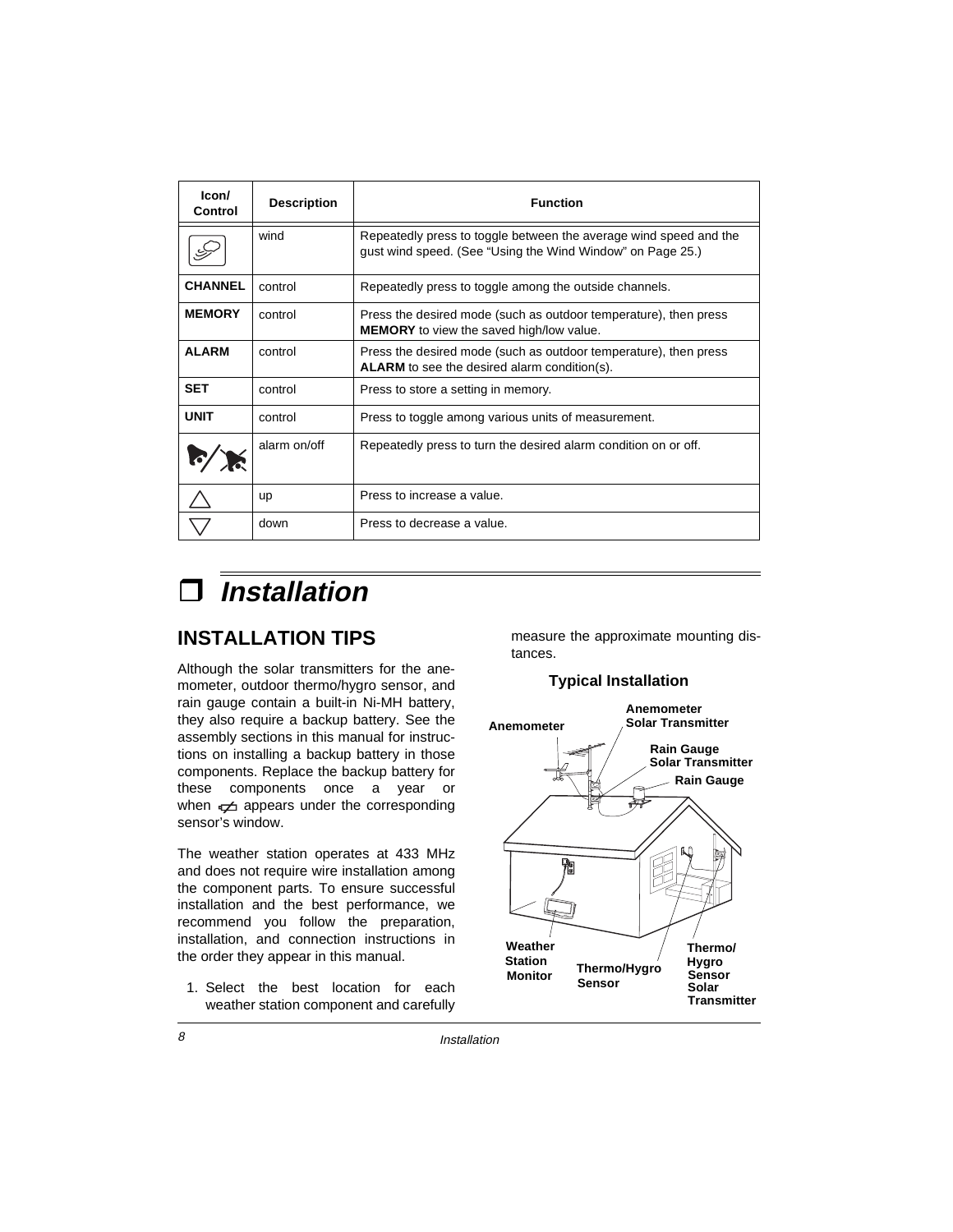| Icon/ Control | Description | Function |
|---|---|---|
| | wind | Repeatedly press to toggle between the average wind speed and the gust wind speed. (See "Using the Wind Window" on Page 25.) |
| **CHANNEL** | control | Repeatedly press to toggle among the outside channels. |
| **MEMORY** | control | Press the desired mode (such as outdoor temperature), then press **MEMORY** to view the saved high/low value. |
| **ALARM** | control | Press the desired mode (such as outdoor temperature), then press **ALARM** to see the desired alarm condition(s). |
| **SET** | control | Press to store a setting in memory. |
| **UNIT** | control | Press to toggle among various units of measurement. |
| | alarm on/off | Repeatedly press to turn the desired alarm condition on or off. |
| △ | up | Press to increase a value. |
| ▽ | down | Press to decrease a value. |

# ❒ *Installation*

## INSTALLATION TIPS

Although the solar transmitters for the anemometer, outdoor thermo/hygro sensor, and rain gauge contain a built-in Ni-MH battery, they also require a backup battery. See the assembly sections in this manual for instructions on installing a backup battery in those components. Replace the backup battery for these components once a year or when appears under the corresponding sensor's window.

The weather station operates at 433 MHz and does not require wire installation among the component parts. To ensure successful installation and the best performance, we recommend you follow the preparation, installation, and connection instructions in the order they appear in this manual.

1. Select the best location for each weather station component and carefully measure the approximate mounting distances.

**Typical Installation**

Anemometer, Anemometer Solar Transmitter, Rain Gauge Solar Transmitter, Rain Gauge, Weather Station Monitor, Thermo/Hygro Sensor, Thermo/Hygro Sensor Solar Transmitter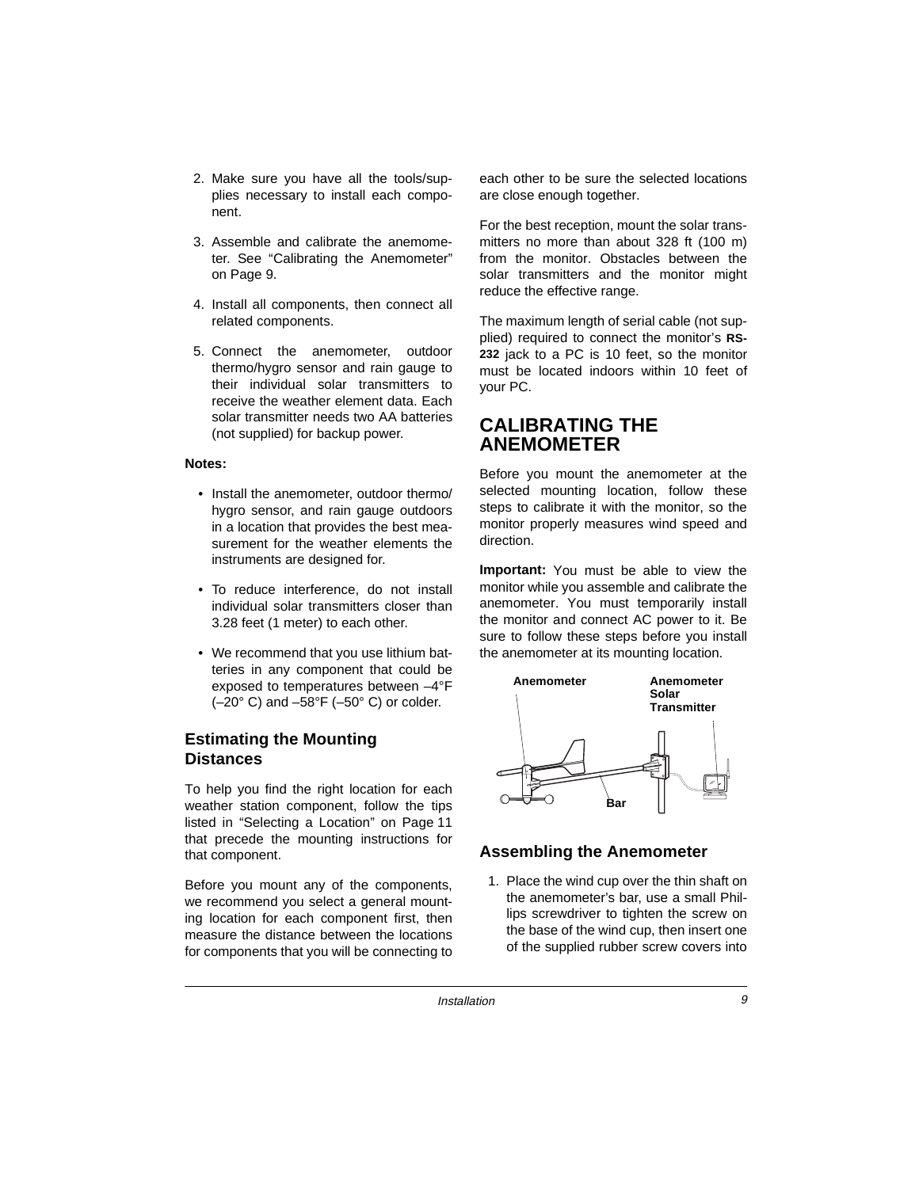2. Make sure you have all the tools/supplies necessary to install each component.

3. Assemble and calibrate the anemometer. See “Calibrating the Anemometer” on Page 9.

4. Install all components, then connect all related components.

5. Connect the anemometer, outdoor thermo/hygro sensor and rain gauge to their individual solar transmitters to receive the weather element data. Each solar transmitter needs two AA batteries (not supplied) for backup power.

**Notes:**

- Install the anemometer, outdoor thermo/hygro sensor, and rain gauge outdoors in a location that provides the best measurement for the weather elements the instruments are designed for.
- To reduce interference, do not install individual solar transmitters closer than 3.28 feet (1 meter) to each other.
- We recommend that you use lithium batteries in any component that could be exposed to temperatures between –4°F (–20° C) and –58°F (–50° C) or colder.

### Estimating the Mounting Distances

To help you find the right location for each weather station component, follow the tips listed in “Selecting a Location” on Page 11 that precede the mounting instructions for that component.

Before you mount any of the components, we recommend you select a general mounting location for each component first, then measure the distance between the locations for components that you will be connecting to each other to be sure the selected locations are close enough together.

For the best reception, mount the solar transmitters no more than about 328 ft (100 m) from the monitor. Obstacles between the solar transmitters and the monitor might reduce the effective range.

The maximum length of serial cable (not supplied) required to connect the monitor’s **RS-232** jack to a PC is 10 feet, so the monitor must be located indoors within 10 feet of your PC.

## CALIBRATING THE ANEMOMETER

Before you mount the anemometer at the selected mounting location, follow these steps to calibrate it with the monitor, so the monitor properly measures wind speed and direction.

**Important:** You must be able to view the monitor while you assemble and calibrate the anemometer. You must temporarily install the monitor and connect AC power to it. Be sure to follow these steps before you install the anemometer at its mounting location.

**Anemometer** **Anemometer Solar Transmitter** **Bar**

### Assembling the Anemometer

1. Place the wind cup over the thin shaft on the anemometer’s bar, use a small Phillips screwdriver to tighten the screw on the base of the wind cup, then insert one of the supplied rubber screw covers into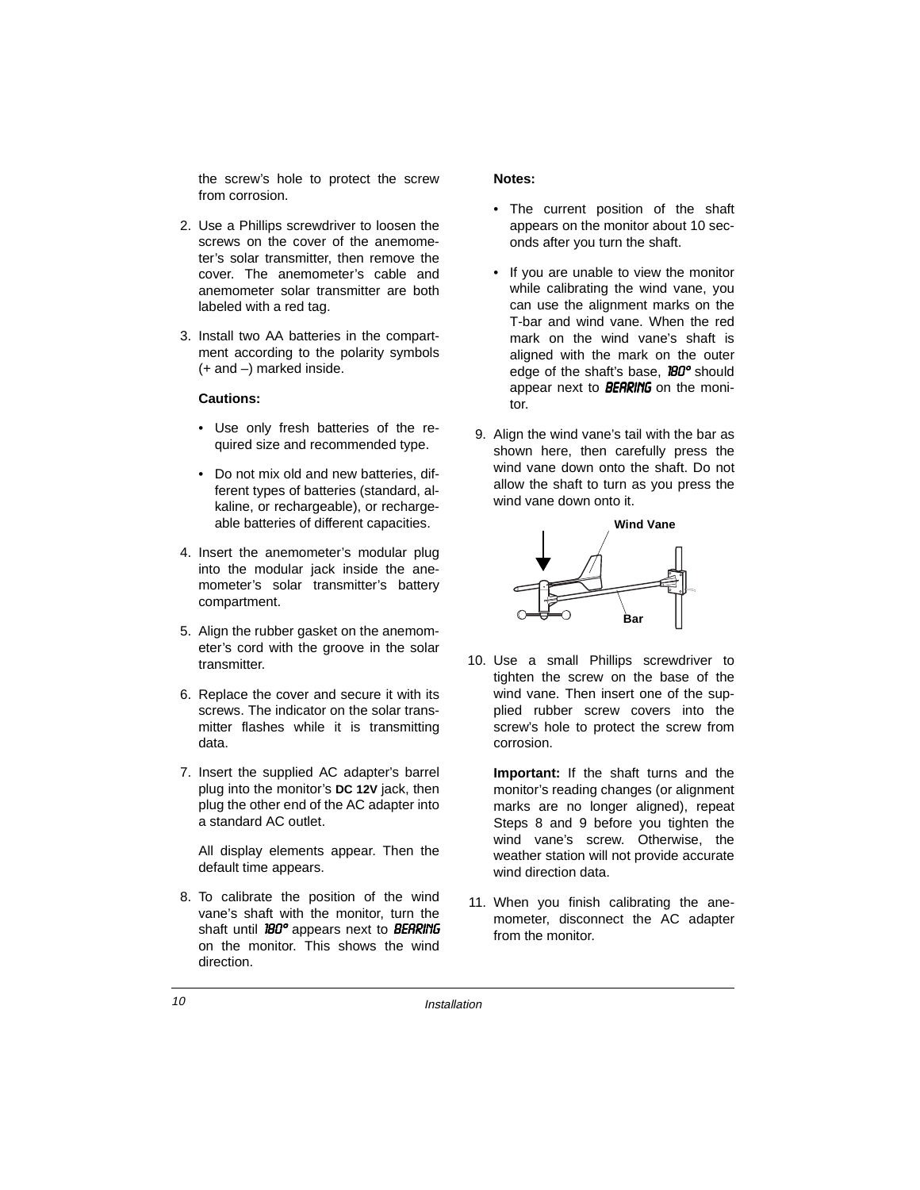the screw's hole to protect the screw from corrosion.

2. Use a Phillips screwdriver to loosen the screws on the cover of the anemometer's solar transmitter, then remove the cover. The anemometer's cable and anemometer solar transmitter are both labeled with a red tag.

3. Install two AA batteries in the compartment according to the polarity symbols (+ and –) marked inside.

   **Cautions:**

   - Use only fresh batteries of the required size and recommended type.
   - Do not mix old and new batteries, different types of batteries (standard, alkaline, or rechargeable), or rechargeable batteries of different capacities.

4. Insert the anemometer's modular plug into the modular jack inside the anemometer's solar transmitter's battery compartment.

5. Align the rubber gasket on the anemometer's cord with the groove in the solar transmitter.

6. Replace the cover and secure it with its screws. The indicator on the solar transmitter flashes while it is transmitting data.

7. Insert the supplied AC adapter's barrel plug into the monitor's **DC 12V** jack, then plug the other end of the AC adapter into a standard AC outlet.

   All display elements appear. Then the default time appears.

8. To calibrate the position of the wind vane's shaft with the monitor, turn the shaft until *180°* appears next to *BEARING* on the monitor. This shows the wind direction.

   **Notes:**

   - The current position of the shaft appears on the monitor about 10 seconds after you turn the shaft.
   - If you are unable to view the monitor while calibrating the wind vane, you can use the alignment marks on the T-bar and wind vane. When the red mark on the wind vane's shaft is aligned with the mark on the outer edge of the shaft's base, *180°* should appear next to *BEARING* on the monitor.

9. Align the wind vane's tail with the bar as shown here, then carefully press the wind vane down onto the shaft. Do not allow the shaft to turn as you press the wind vane down onto it.

   Wind Vane

   Bar

10. Use a small Phillips screwdriver to tighten the screw on the base of the wind vane. Then insert one of the supplied rubber screw covers into the screw's hole to protect the screw from corrosion.

    **Important:** If the shaft turns and the monitor's reading changes (or alignment marks are no longer aligned), repeat Steps 8 and 9 before you tighten the wind vane's screw. Otherwise, the weather station will not provide accurate wind direction data.

11. When you finish calibrating the anemometer, disconnect the AC adapter from the monitor.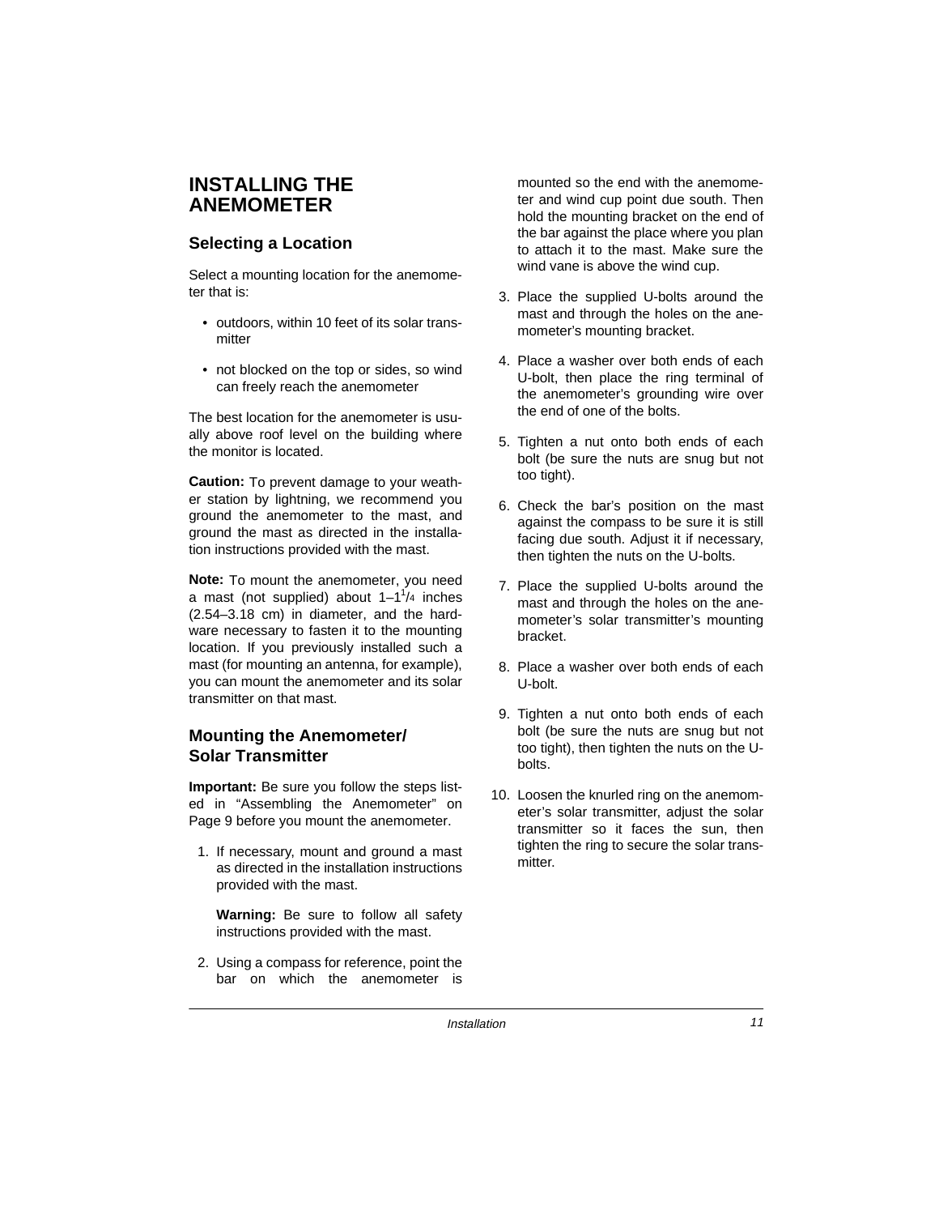# INSTALLING THE ANEMOMETER

## Selecting a Location

Select a mounting location for the anemometer that is:

- outdoors, within 10 feet of its solar transmitter
- not blocked on the top or sides, so wind can freely reach the anemometer

The best location for the anemometer is usually above roof level on the building where the monitor is located.

**Caution:** To prevent damage to your weather station by lightning, we recommend you ground the anemometer to the mast, and ground the mast as directed in the installation instructions provided with the mast.

**Note:** To mount the anemometer, you need a mast (not supplied) about 1–1¼ inches (2.54–3.18 cm) in diameter, and the hardware necessary to fasten it to the mounting location. If you previously installed such a mast (for mounting an antenna, for example), you can mount the anemometer and its solar transmitter on that mast.

## Mounting the Anemometer/ Solar Transmitter

**Important:** Be sure you follow the steps listed in "Assembling the Anemometer" on Page 9 before you mount the anemometer.

1. If necessary, mount and ground a mast as directed in the installation instructions provided with the mast.

   **Warning:** Be sure to follow all safety instructions provided with the mast.

2. Using a compass for reference, point the bar on which the anemometer is mounted so the end with the anemometer and wind cup point due south. Then hold the mounting bracket on the end of the bar against the place where you plan to attach it to the mast. Make sure the wind vane is above the wind cup.
3. Place the supplied U-bolts around the mast and through the holes on the anemometer's mounting bracket.
4. Place a washer over both ends of each U-bolt, then place the ring terminal of the anemometer's grounding wire over the end of one of the bolts.
5. Tighten a nut onto both ends of each bolt (be sure the nuts are snug but not too tight).
6. Check the bar's position on the mast against the compass to be sure it is still facing due south. Adjust it if necessary, then tighten the nuts on the U-bolts.
7. Place the supplied U-bolts around the mast and through the holes on the anemometer's solar transmitter's mounting bracket.
8. Place a washer over both ends of each U-bolt.
9. Tighten a nut onto both ends of each bolt (be sure the nuts are snug but not too tight), then tighten the nuts on the U-bolts.
10. Loosen the knurled ring on the anemometer's solar transmitter, adjust the solar transmitter so it faces the sun, then tighten the ring to secure the solar transmitter.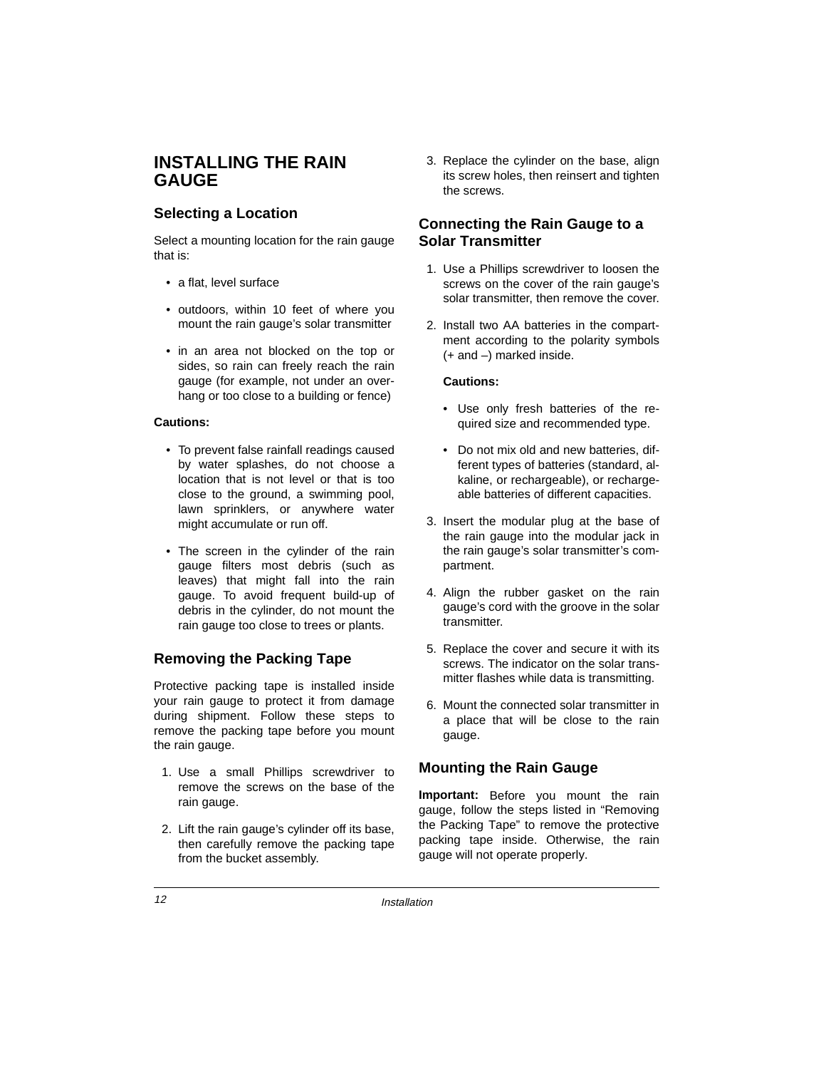# INSTALLING THE RAIN GAUGE

## Selecting a Location

Select a mounting location for the rain gauge that is:

- a flat, level surface
- outdoors, within 10 feet of where you mount the rain gauge's solar transmitter
- in an area not blocked on the top or sides, so rain can freely reach the rain gauge (for example, not under an overhang or too close to a building or fence)

**Cautions:**

- To prevent false rainfall readings caused by water splashes, do not choose a location that is not level or that is too close to the ground, a swimming pool, lawn sprinklers, or anywhere water might accumulate or run off.
- The screen in the cylinder of the rain gauge filters most debris (such as leaves) that might fall into the rain gauge. To avoid frequent build-up of debris in the cylinder, do not mount the rain gauge too close to trees or plants.

## Removing the Packing Tape

Protective packing tape is installed inside your rain gauge to protect it from damage during shipment. Follow these steps to remove the packing tape before you mount the rain gauge.

1. Use a small Phillips screwdriver to remove the screws on the base of the rain gauge.
2. Lift the rain gauge's cylinder off its base, then carefully remove the packing tape from the bucket assembly.
3. Replace the cylinder on the base, align its screw holes, then reinsert and tighten the screws.

## Connecting the Rain Gauge to a Solar Transmitter

1. Use a Phillips screwdriver to loosen the screws on the cover of the rain gauge's solar transmitter, then remove the cover.
2. Install two AA batteries in the compartment according to the polarity symbols (+ and –) marked inside.

   **Cautions:**

   - Use only fresh batteries of the required size and recommended type.
   - Do not mix old and new batteries, different types of batteries (standard, alkaline, or rechargeable), or rechargeable batteries of different capacities.
3. Insert the modular plug at the base of the rain gauge into the modular jack in the rain gauge's solar transmitter's compartment.
4. Align the rubber gasket on the rain gauge's cord with the groove in the solar transmitter.
5. Replace the cover and secure it with its screws. The indicator on the solar transmitter flashes while data is transmitting.
6. Mount the connected solar transmitter in a place that will be close to the rain gauge.

## Mounting the Rain Gauge

**Important:** Before you mount the rain gauge, follow the steps listed in "Removing the Packing Tape" to remove the protective packing tape inside. Otherwise, the rain gauge will not operate properly.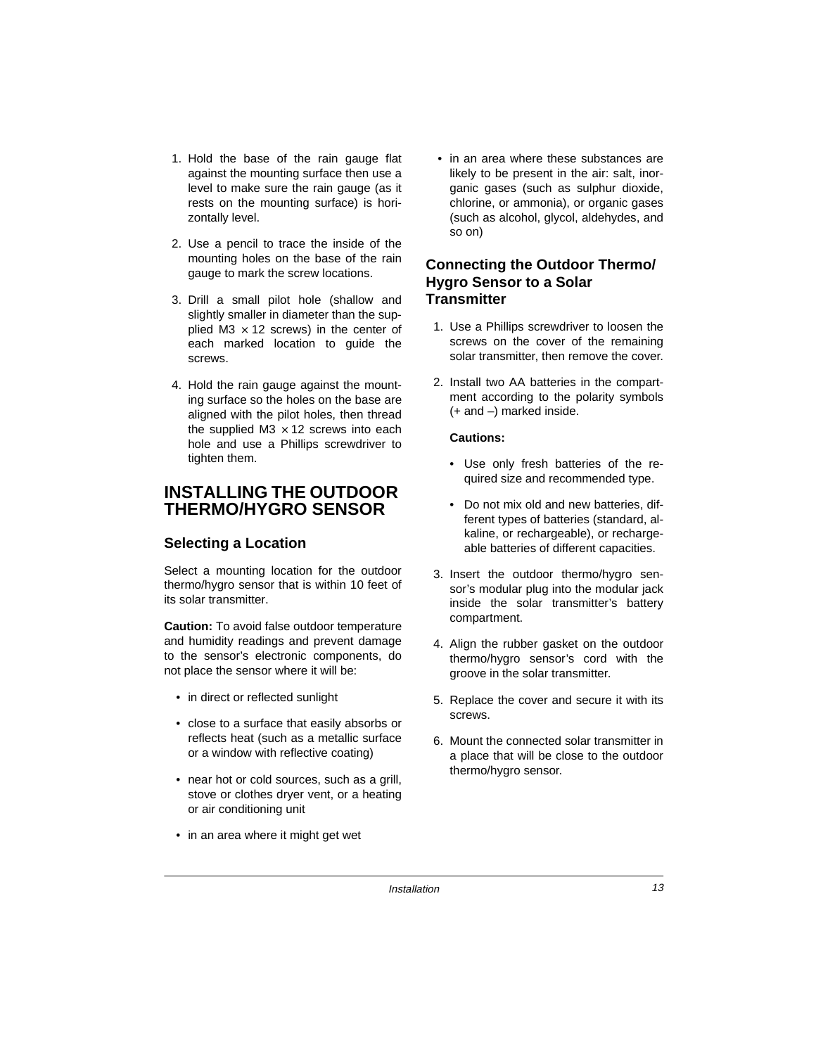4. Hold the base of the rain gauge flat against the mounting surface then use a level to make sure the rain gauge (as it rests on the mounting surface) is horizontally level.

1. Hold the base of the rain gauge flat against the mounting surface then use a level to make sure the rain gauge (as it rests on the mounting surface) is horizontally level.
2. Use a pencil to trace the inside of the mounting holes on the base of the rain gauge to mark the screw locations.
3. Drill a small pilot hole (shallow and slightly smaller in diameter than the supplied M3 × 12 screws) in the center of each marked location to guide the screws.
4. Hold the rain gauge against the mounting surface so the holes on the base are aligned with the pilot holes, then thread the supplied M3 × 12 screws into each hole and use a Phillips screwdriver to tighten them.

## INSTALLING THE OUTDOOR THERMO/HYGRO SENSOR

### Selecting a Location

Select a mounting location for the outdoor thermo/hygro sensor that is within 10 feet of its solar transmitter.

**Caution:** To avoid false outdoor temperature and humidity readings and prevent damage to the sensor's electronic components, do not place the sensor where it will be:

- in direct or reflected sunlight
- close to a surface that easily absorbs or reflects heat (such as a metallic surface or a window with reflective coating)
- near hot or cold sources, such as a grill, stove or clothes dryer vent, or a heating or air conditioning unit
- in an area where it might get wet
- in an area where these substances are likely to be present in the air: salt, inorganic gases (such as sulphur dioxide, chlorine, or ammonia), or organic gases (such as alcohol, glycol, aldehydes, and so on)

### Connecting the Outdoor Thermo/ Hygro Sensor to a Solar Transmitter

1. Use a Phillips screwdriver to loosen the screws on the cover of the remaining solar transmitter, then remove the cover.
2. Install two AA batteries in the compartment according to the polarity symbols (+ and –) marked inside.

   **Cautions:**

   - Use only fresh batteries of the required size and recommended type.
   - Do not mix old and new batteries, different types of batteries (standard, alkaline, or rechargeable), or rechargeable batteries of different capacities.
3. Insert the outdoor thermo/hygro sensor's modular plug into the modular jack inside the solar transmitter's battery compartment.
4. Align the rubber gasket on the outdoor thermo/hygro sensor's cord with the groove in the solar transmitter.
5. Replace the cover and secure it with its screws.
6. Mount the connected solar transmitter in a place that will be close to the outdoor thermo/hygro sensor.

1. Hold the base of the rain gauge flat against the mounting surface then use a level to make sure the rain gauge (as it rests on the mounting surface) is horizontally level.
2. Use a pencil to trace the inside of the mounting holes on the base of the rain gauge to mark the screw locations.
3. Drill a small pilot hole (shallow and slightly smaller in diameter than the supplied M3 × 12 screws) in the center of each marked location to guide the screws.
4. Hold the rain gauge against the mounting surface so the holes on the base are aligned with the pilot holes, then thread the supplied M3 × 12 screws into each hole and use a Phillips screwdriver to tighten them.

## INSTALLING THE OUTDOOR THERMO/HYGRO SENSOR

### Selecting a Location

Select a mounting location for the outdoor thermo/hygro sensor that is within 10 feet of its solar transmitter.

**Caution:** To avoid false outdoor temperature and humidity readings and prevent damage to the sensor's electronic components, do not place the sensor where it will be:

- in direct or reflected sunlight
- close to a surface that easily absorbs or reflects heat (such as a metallic surface or a window with reflective coating)
- near hot or cold sources, such as a grill, stove or clothes dryer vent, or a heating or air conditioning unit
- in an area where it might get wet
- in an area where these substances are likely to be present in the air: salt, inorganic gases (such as sulphur dioxide, chlorine, or ammonia), or organic gases (such as alcohol, glycol, aldehydes, and so on)

### Connecting the Outdoor Thermo/ Hygro Sensor to a Solar Transmitter

1. Use a Phillips screwdriver to loosen the screws on the cover of the remaining solar transmitter, then remove the cover.
2. Install two AA batteries in the compartment according to the polarity symbols (+ and –) marked inside.

   **Cautions:**

   - Use only fresh batteries of the required size and recommended type.
   - Do not mix old and new batteries, different types of batteries (standard, alkaline, or rechargeable), or rechargeable batteries of different capacities.
3. Insert the outdoor thermo/hygro sensor's modular plug into the modular jack inside the solar transmitter's battery compartment.
4. Align the rubber gasket on the outdoor thermo/hygro sensor's cord with the groove in the solar transmitter.
5. Replace the cover and secure it with its screws.
6. Mount the connected solar transmitter in a place that will be close to the outdoor thermo/hygro sensor.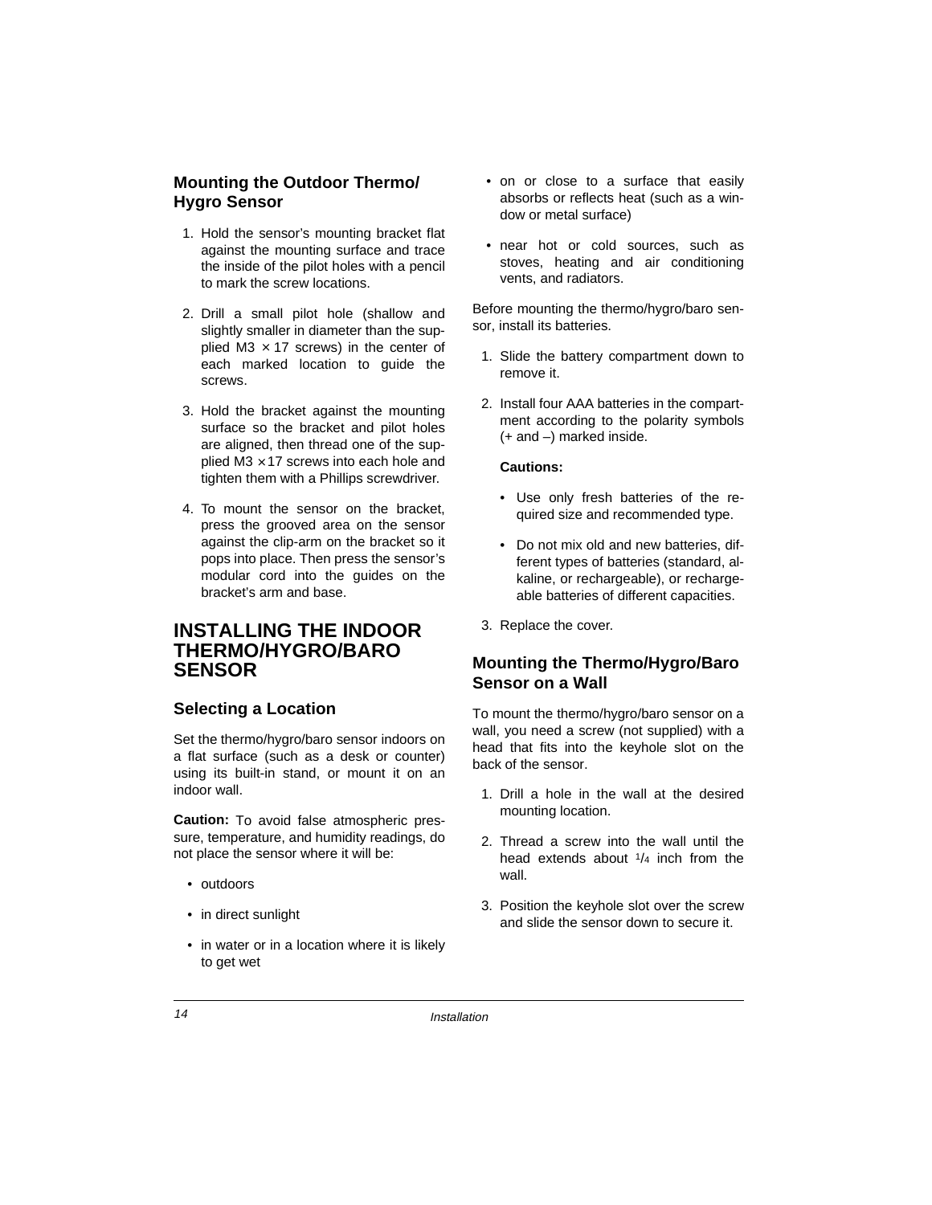### Mounting the Outdoor Thermo/Hygro Sensor

1. Hold the sensor's mounting bracket flat against the mounting surface and trace the inside of the pilot holes with a pencil to mark the screw locations.

2. Drill a small pilot hole (shallow and slightly smaller in diameter than the supplied M3 × 17 screws) in the center of each marked location to guide the screws.

3. Hold the bracket against the mounting surface so the bracket and pilot holes are aligned, then thread one of the supplied M3 × 17 screws into each hole and tighten them with a Phillips screwdriver.

4. To mount the sensor on the bracket, press the grooved area on the sensor against the clip-arm on the bracket so it pops into place. Then press the sensor's modular cord into the guides on the bracket's arm and base.

## INSTALLING THE INDOOR THERMO/HYGRO/BARO SENSOR

### Selecting a Location

Set the thermo/hygro/baro sensor indoors on a flat surface (such as a desk or counter) using its built-in stand, or mount it on an indoor wall.

**Caution:** To avoid false atmospheric pressure, temperature, and humidity readings, do not place the sensor where it will be:

- outdoors
- in direct sunlight
- in water or in a location where it is likely to get wet
- on or close to a surface that easily absorbs or reflects heat (such as a window or metal surface)
- near hot or cold sources, such as stoves, heating and air conditioning vents, and radiators.

Before mounting the thermo/hygro/baro sensor, install its batteries.

1. Slide the battery compartment down to remove it.

2. Install four AAA batteries in the compartment according to the polarity symbols (+ and –) marked inside.

   **Cautions:**

   - Use only fresh batteries of the required size and recommended type.
   - Do not mix old and new batteries, different types of batteries (standard, alkaline, or rechargeable), or rechargeable batteries of different capacities.

3. Replace the cover.

### Mounting the Thermo/Hygro/Baro Sensor on a Wall

To mount the thermo/hygro/baro sensor on a wall, you need a screw (not supplied) with a head that fits into the keyhole slot on the back of the sensor.

1. Drill a hole in the wall at the desired mounting location.

2. Thread a screw into the wall until the head extends about 1/4 inch from the wall.

3. Position the keyhole slot over the screw and slide the sensor down to secure it.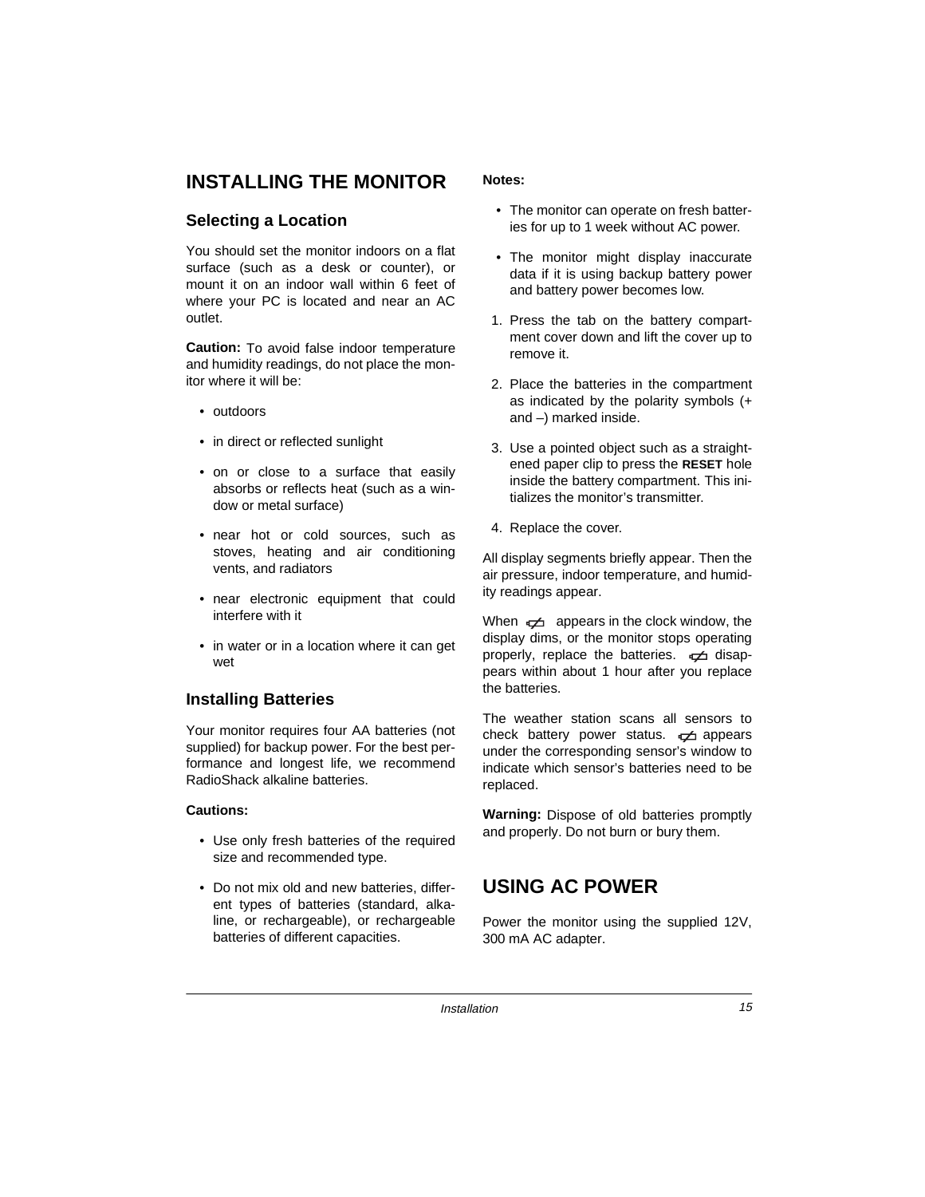# INSTALLING THE MONITOR

## Selecting a Location

You should set the monitor indoors on a flat surface (such as a desk or counter), or mount it on an indoor wall within 6 feet of where your PC is located and near an AC outlet.

**Caution:** To avoid false indoor temperature and humidity readings, do not place the monitor where it will be:

- outdoors
- in direct or reflected sunlight
- on or close to a surface that easily absorbs or reflects heat (such as a window or metal surface)
- near hot or cold sources, such as stoves, heating and air conditioning vents, and radiators
- near electronic equipment that could interfere with it
- in water or in a location where it can get wet

## Installing Batteries

Your monitor requires four AA batteries (not supplied) for backup power. For the best performance and longest life, we recommend RadioShack alkaline batteries.

**Cautions:**

- Use only fresh batteries of the required size and recommended type.
- Do not mix old and new batteries, different types of batteries (standard, alkaline, or rechargeable), or rechargeable batteries of different capacities.

**Notes:**

- The monitor can operate on fresh batteries for up to 1 week without AC power.
- The monitor might display inaccurate data if it is using backup battery power and battery power becomes low.

1. Press the tab on the battery compartment cover down and lift the cover up to remove it.
2. Place the batteries in the compartment as indicated by the polarity symbols (+ and –) marked inside.
3. Use a pointed object such as a straightened paper clip to press the **RESET** hole inside the battery compartment. This initializes the monitor's transmitter.
4. Replace the cover.

All display segments briefly appear. Then the air pressure, indoor temperature, and humidity readings appear.

When ⊄ appears in the clock window, the display dims, or the monitor stops operating properly, replace the batteries. ⊄ disappears within about 1 hour after you replace the batteries.

The weather station scans all sensors to check battery power status. ⊄ appears under the corresponding sensor's window to indicate which sensor's batteries need to be replaced.

**Warning:** Dispose of old batteries promptly and properly. Do not burn or bury them.

# USING AC POWER

Power the monitor using the supplied 12V, 300 mA AC adapter.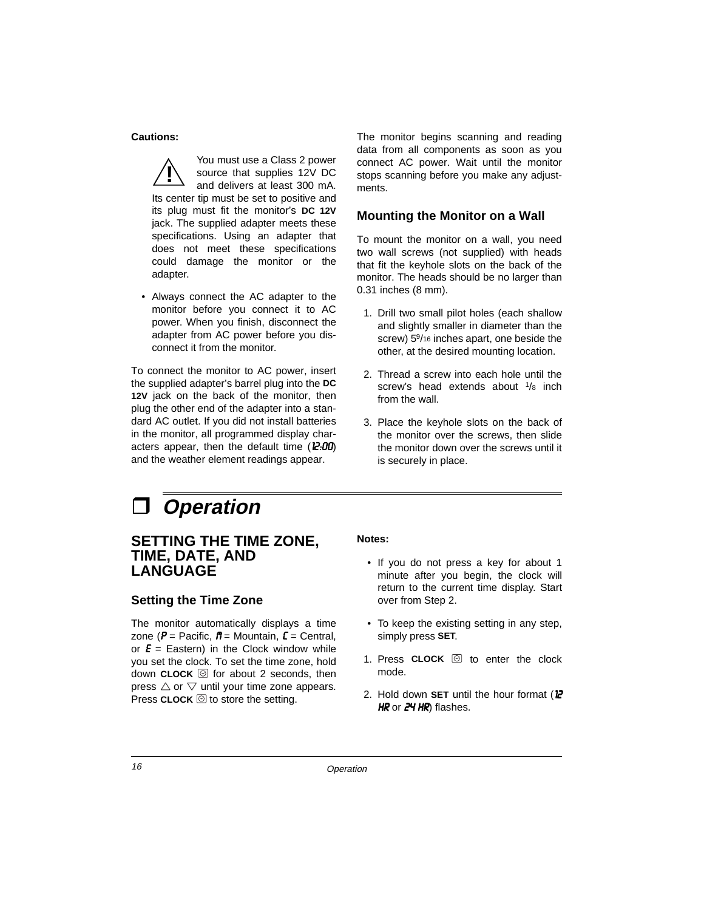**Cautions:**

⚠ You must use a Class 2 power source that supplies 12V DC and delivers at least 300 mA. Its center tip must be set to positive and its plug must fit the monitor's **DC 12V** jack. The supplied adapter meets these specifications. Using an adapter that does not meet these specifications could damage the monitor or the adapter.

- Always connect the AC adapter to the monitor before you connect it to AC power. When you finish, disconnect the adapter from AC power before you disconnect it from the monitor.

To connect the monitor to AC power, insert the supplied adapter's barrel plug into the **DC 12V** jack on the back of the monitor, then plug the other end of the adapter into a standard AC outlet. If you did not install batteries in the monitor, all programmed display characters appear, then the default time (**12:00**) and the weather element readings appear.

The monitor begins scanning and reading data from all components as soon as you connect AC power. Wait until the monitor stops scanning before you make any adjustments.

### Mounting the Monitor on a Wall

To mount the monitor on a wall, you need two wall screws (not supplied) with heads that fit the keyhole slots on the back of the monitor. The heads should be no larger than 0.31 inches (8 mm).

1. Drill two small pilot holes (each shallow and slightly smaller in diameter than the screw) 5 9/16 inches apart, one beside the other, at the desired mounting location.
2. Thread a screw into each hole until the screw's head extends about 1/8 inch from the wall.
3. Place the keyhole slots on the back of the monitor over the screws, then slide the monitor down over the screws until it is securely in place.

# ❒ *Operation*

## SETTING THE TIME ZONE, TIME, DATE, AND LANGUAGE

### Setting the Time Zone

The monitor automatically displays a time zone (**P** = Pacific, **M** = Mountain, **C** = Central, or **E** = Eastern) in the Clock window while you set the clock. To set the time zone, hold down **CLOCK** for about 2 seconds, then press △ or ▽ until your time zone appears. Press **CLOCK** to store the setting.

**Notes:**

- If you do not press a key for about 1 minute after you begin, the clock will return to the current time display. Start over from Step 2.
- To keep the existing setting in any step, simply press **SET**.

1. Press **CLOCK** to enter the clock mode.
2. Hold down **SET** until the hour format (**12 HR** or **24 HR**) flashes.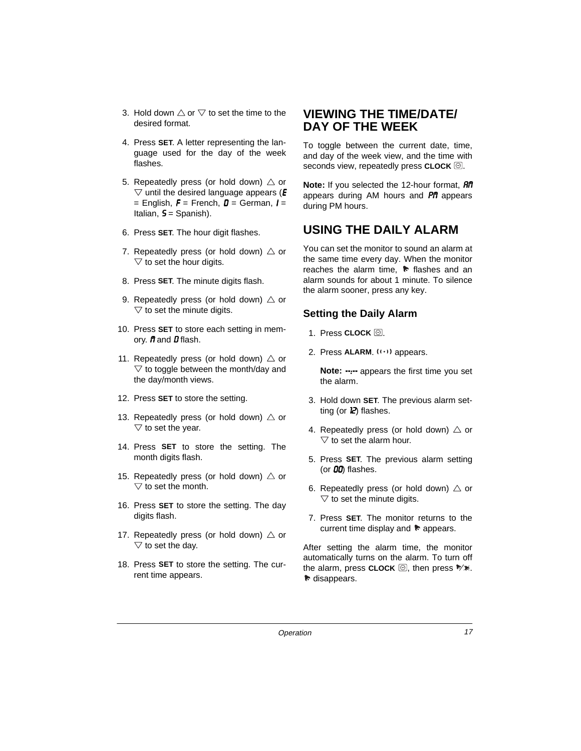3. Hold down △ or ▽ to set the time to the desired format.

4. Press **SET**. A letter representing the language used for the day of the week flashes.

5. Repeatedly press (or hold down) △ or ▽ until the desired language appears (**E** = English, **F** = French, **D** = German, **I** = Italian, **S** = Spanish).

6. Press **SET**. The hour digit flashes.

7. Repeatedly press (or hold down) △ or ▽ to set the hour digits.

8. Press **SET**. The minute digits flash.

9. Repeatedly press (or hold down) △ or ▽ to set the minute digits.

10. Press **SET** to store each setting in memory. **M** and **D** flash.

11. Repeatedly press (or hold down) △ or ▽ to toggle between the month/day and the day/month views.

12. Press **SET** to store the setting.

13. Repeatedly press (or hold down) △ or ▽ to set the year.

14. Press **SET** to store the setting. The month digits flash.

15. Repeatedly press (or hold down) △ or ▽ to set the month.

16. Press **SET** to store the setting. The day digits flash.

17. Repeatedly press (or hold down) △ or ▽ to set the day.

18. Press **SET** to store the setting. The current time appears.

## VIEWING THE TIME/DATE/ DAY OF THE WEEK

To toggle between the current date, time, and day of the week view, and the time with seconds view, repeatedly press **CLOCK** ⌚.

**Note:** If you selected the 12-hour format, **AM** appears during AM hours and **PM** appears during PM hours.

## USING THE DAILY ALARM

You can set the monitor to sound an alarm at the same time every day. When the monitor reaches the alarm time, 🔔 flashes and an alarm sounds for about 1 minute. To silence the alarm sooner, press any key.

### Setting the Daily Alarm

1. Press **CLOCK** ⌚.

2. Press **ALARM**. ((•)) appears.

   **Note:** **--:--** appears the first time you set the alarm.

3. Hold down **SET**. The previous alarm setting (or **12**) flashes.

4. Repeatedly press (or hold down) △ or ▽ to set the alarm hour.

5. Press **SET**. The previous alarm setting (or **00**) flashes.

6. Repeatedly press (or hold down) △ or ▽ to set the minute digits.

7. Press **SET**. The monitor returns to the current time display and 🔔 appears.

After setting the alarm time, the monitor automatically turns on the alarm. To turn off the alarm, press **CLOCK** ⌚, then press 🔔/🔕. 🔔 disappears.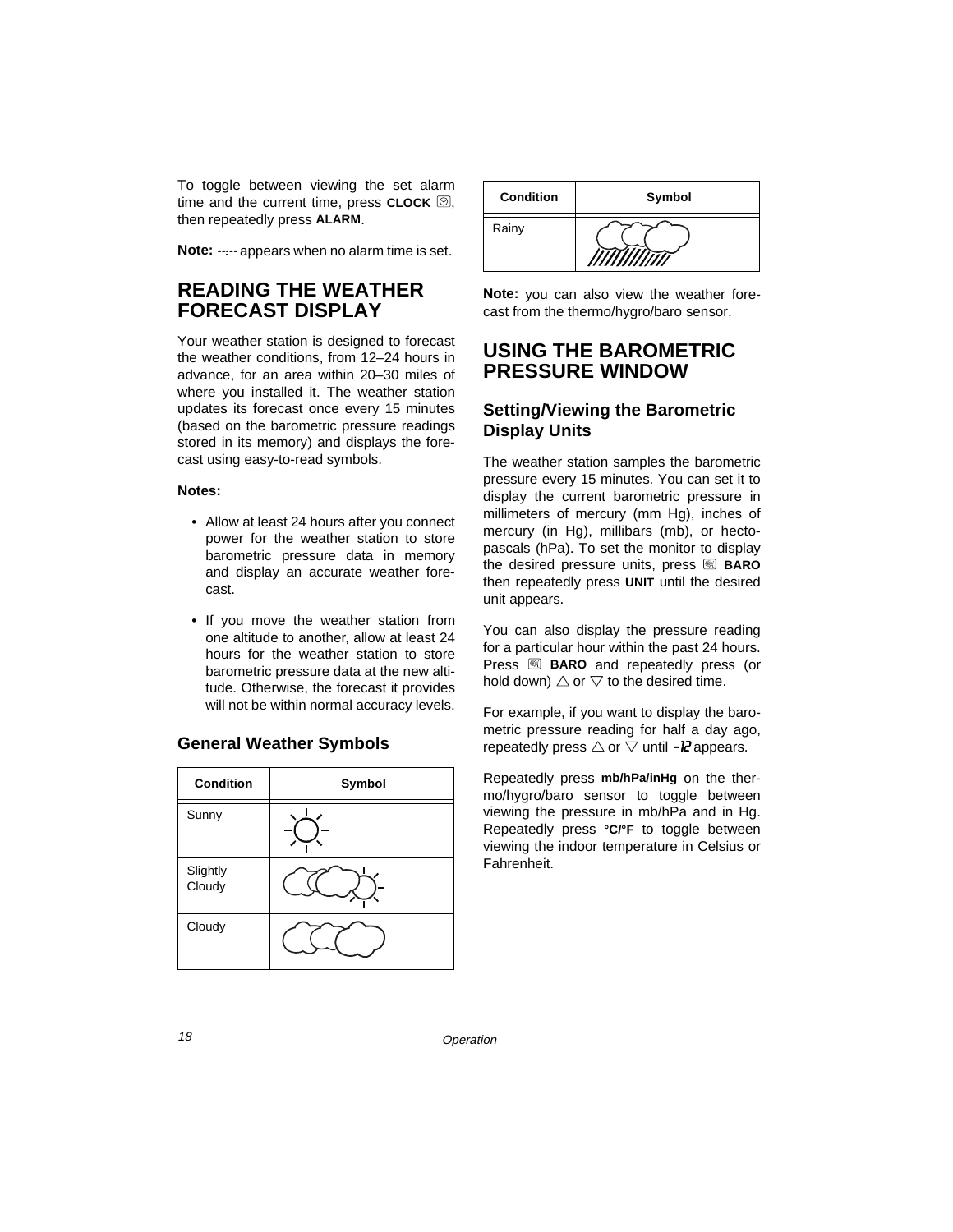To toggle between viewing the set alarm time and the current time, press **CLOCK**, then repeatedly press **ALARM**.

**Note:** --:-- appears when no alarm time is set.

## READING THE WEATHER FORECAST DISPLAY

Your weather station is designed to forecast the weather conditions, from 12–24 hours in advance, for an area within 20–30 miles of where you installed it. The weather station updates its forecast once every 15 minutes (based on the barometric pressure readings stored in its memory) and displays the forecast using easy-to-read symbols.

**Notes:**

- Allow at least 24 hours after you connect power for the weather station to store barometric pressure data in memory and display an accurate weather forecast.
- If you move the weather station from one altitude to another, allow at least 24 hours for the weather station to store barometric pressure data at the new altitude. Otherwise, the forecast it provides will not be within normal accuracy levels.

### General Weather Symbols

| Condition | Symbol |
|---|---|
| Sunny | |
| Slightly Cloudy | |
| Cloudy | |
| Rainy | |

**Note:** you can also view the weather forecast from the thermo/hygro/baro sensor.

## USING THE BAROMETRIC PRESSURE WINDOW

### Setting/Viewing the Barometric Display Units

The weather station samples the barometric pressure every 15 minutes. You can set it to display the current barometric pressure in millimeters of mercury (mm Hg), inches of mercury (in Hg), millibars (mb), or hectopascals (hPa). To set the monitor to display the desired pressure units, press **BARO** then repeatedly press **UNIT** until the desired unit appears.

You can also display the pressure reading for a particular hour within the past 24 hours. Press **BARO** and repeatedly press (or hold down) △ or ▽ to the desired time.

For example, if you want to display the barometric pressure reading for half a day ago, repeatedly press △ or ▽ until **-12** appears.

Repeatedly press **mb/hPa/inHg** on the thermo/hygro/baro sensor to toggle between viewing the pressure in mb/hPa and in Hg. Repeatedly press **°C/°F** to toggle between viewing the indoor temperature in Celsius or Fahrenheit.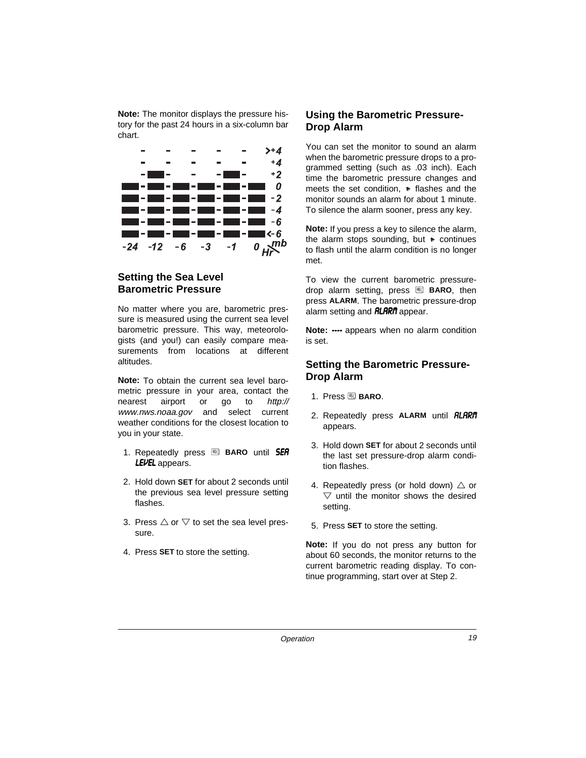**Note:** The monitor displays the pressure history for the past 24 hours in a six-column bar chart.

## Setting the Sea Level Barometric Pressure

No matter where you are, barometric pressure is measured using the current sea level barometric pressure. This way, meteorologists (and you!) can easily compare measurements from locations at different altitudes.

**Note:** To obtain the current sea level barometric pressure in your area, contact the nearest airport or go to *http://www.nws.noaa.gov* and select current weather conditions for the closest location to you in your state.

1. Repeatedly press **BARO** until ***SEA LEVEL*** appears.
2. Hold down **SET** for about 2 seconds until the previous sea level pressure setting flashes.
3. Press △ or ▽ to set the sea level pressure.
4. Press **SET** to store the setting.

## Using the Barometric Pressure-Drop Alarm

You can set the monitor to sound an alarm when the barometric pressure drops to a programmed setting (such as .03 inch). Each time the barometric pressure changes and meets the set condition, the alarm indicator flashes and the monitor sounds an alarm for about 1 minute. To silence the alarm sooner, press any key.

**Note:** If you press a key to silence the alarm, the alarm stops sounding, but the alarm indicator continues to flash until the alarm condition is no longer met.

To view the current barometric pressure-drop alarm setting, press **BARO**, then press **ALARM**. The barometric pressure-drop alarm setting and ***ALARM*** appear.

**Note:** **----** appears when no alarm condition is set.

## Setting the Barometric Pressure-Drop Alarm

1. Press **BARO**.
2. Repeatedly press **ALARM** until ***ALARM*** appears.
3. Hold down **SET** for about 2 seconds until the last set pressure-drop alarm condition flashes.
4. Repeatedly press (or hold down) △ or ▽ until the monitor shows the desired setting.
5. Press **SET** to store the setting.

**Note:** If you do not press any button for about 60 seconds, the monitor returns to the current barometric reading display. To continue programming, start over at Step 2.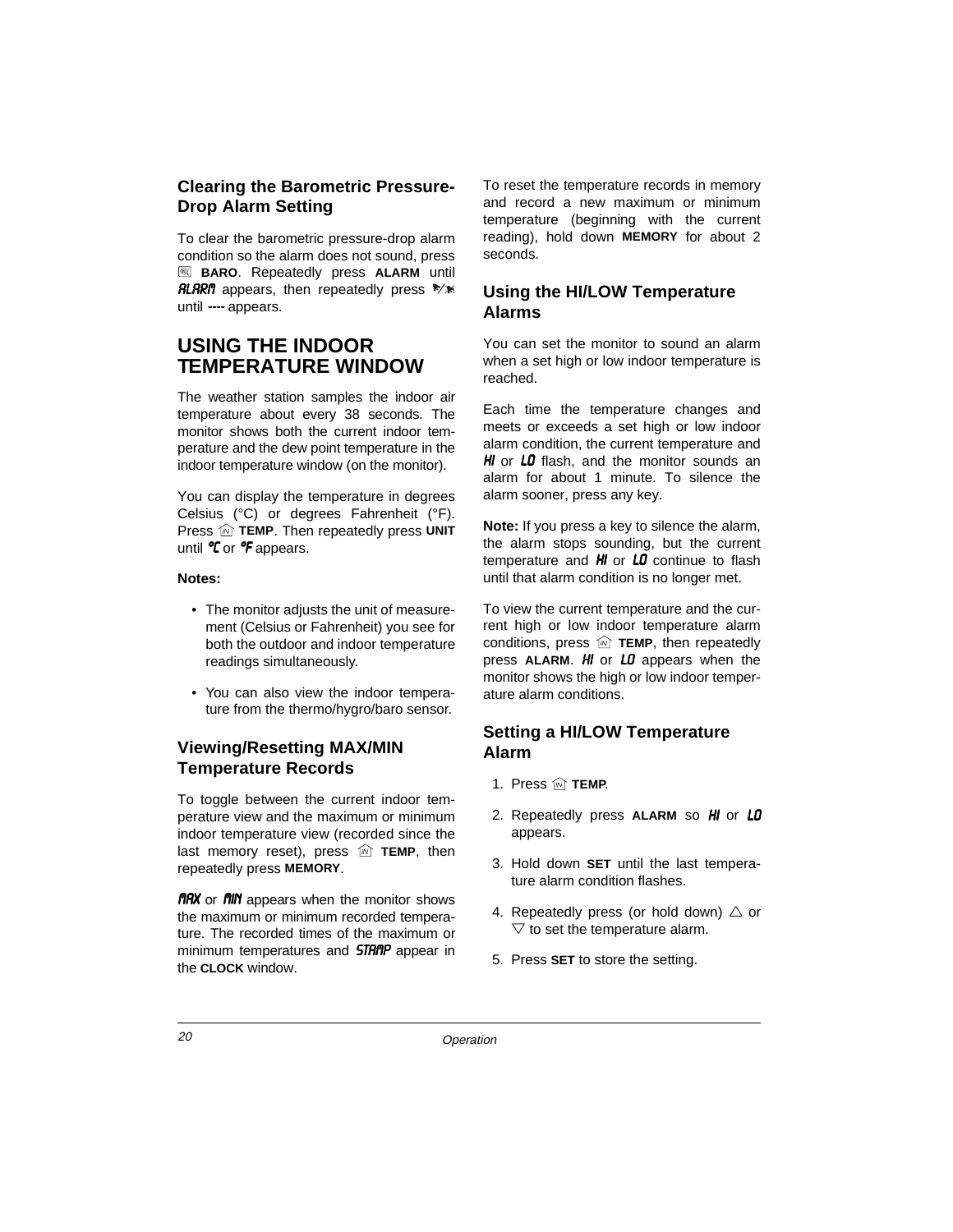### Clearing the Barometric Pressure-Drop Alarm Setting

To clear the barometric pressure-drop alarm condition so the alarm does not sound, press **BARO**. Repeatedly press **ALARM** until *ALARM* appears, then repeatedly press until **----** appears.

## USING THE INDOOR TEMPERATURE WINDOW

The weather station samples the indoor air temperature about every 38 seconds. The monitor shows both the current indoor temperature and the dew point temperature in the indoor temperature window (on the monitor).

You can display the temperature in degrees Celsius (°C) or degrees Fahrenheit (°F). Press **TEMP**. Then repeatedly press **UNIT** until *°C* or *°F* appears.

**Notes:**

- The monitor adjusts the unit of measurement (Celsius or Fahrenheit) you see for both the outdoor and indoor temperature readings simultaneously.
- You can also view the indoor temperature from the thermo/hygro/baro sensor.

### Viewing/Resetting MAX/MIN Temperature Records

To toggle between the current indoor temperature view and the maximum or minimum indoor temperature view (recorded since the last memory reset), press **TEMP**, then repeatedly press **MEMORY**.

*MAX* or *MIN* appears when the monitor shows the maximum or minimum recorded temperature. The recorded times of the maximum or minimum temperatures and *STAMP* appear in the **CLOCK** window.

To reset the temperature records in memory and record a new maximum or minimum temperature (beginning with the current reading), hold down **MEMORY** for about 2 seconds.

### Using the HI/LOW Temperature Alarms

You can set the monitor to sound an alarm when a set high or low indoor temperature is reached.

Each time the temperature changes and meets or exceeds a set high or low indoor alarm condition, the current temperature and *HI* or *LO* flash, and the monitor sounds an alarm for about 1 minute. To silence the alarm sooner, press any key.

**Note:** If you press a key to silence the alarm, the alarm stops sounding, but the current temperature and *HI* or *LO* continue to flash until that alarm condition is no longer met.

To view the current temperature and the current high or low indoor temperature alarm conditions, press **TEMP**, then repeatedly press **ALARM**. *HI* or *LO* appears when the monitor shows the high or low indoor temperature alarm conditions.

### Setting a HI/LOW Temperature Alarm

1. Press **TEMP**.
2. Repeatedly press **ALARM** so *HI* or *LO* appears.
3. Hold down **SET** until the last temperature alarm condition flashes.
4. Repeatedly press (or hold down) △ or ▽ to set the temperature alarm.
5. Press **SET** to store the setting.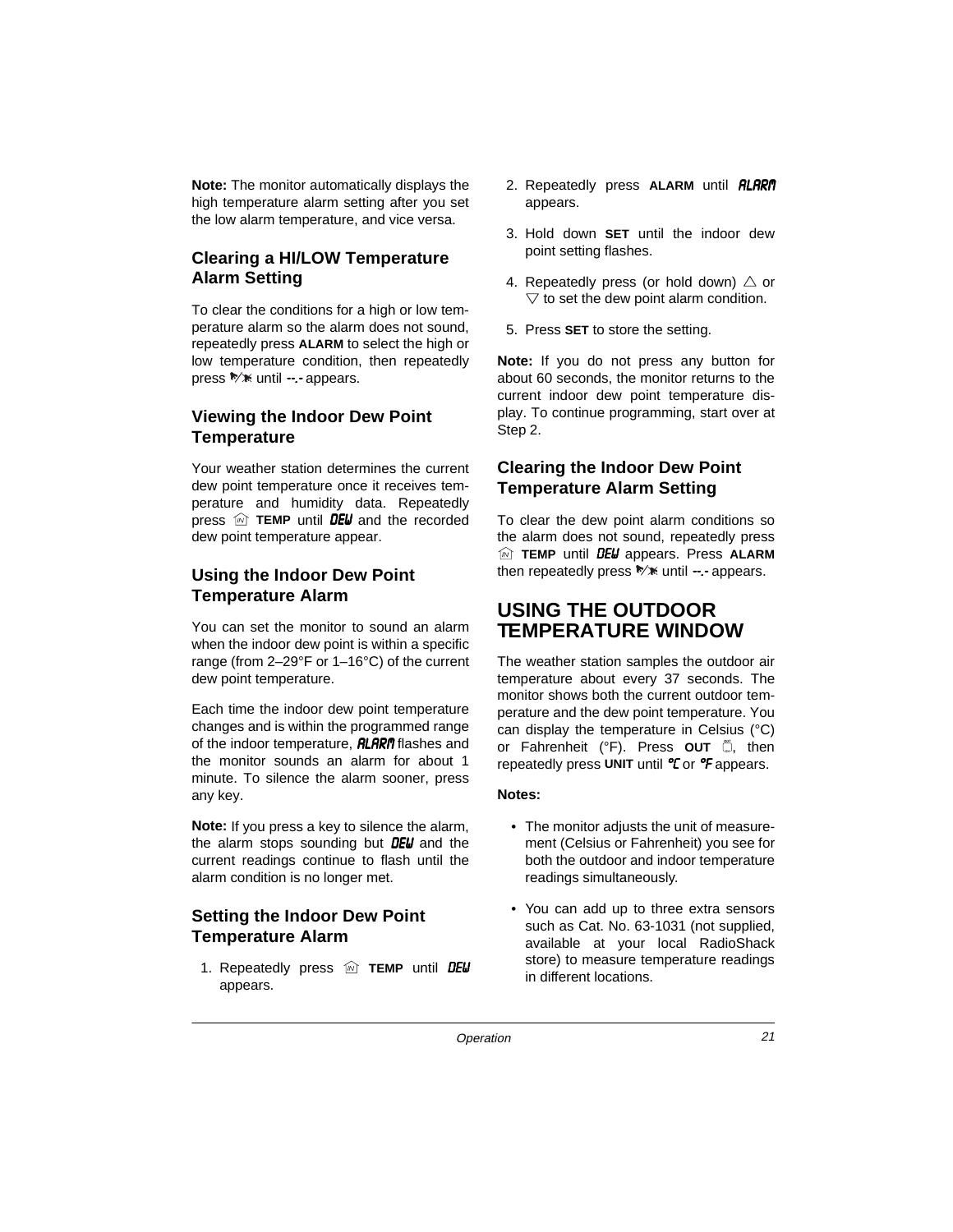**Note:** The monitor automatically displays the high temperature alarm setting after you set the low alarm temperature, and vice versa.

### Clearing a HI/LOW Temperature Alarm Setting

To clear the conditions for a high or low temperature alarm so the alarm does not sound, repeatedly press **ALARM** to select the high or low temperature condition, then repeatedly press ▽/✱ until --.- appears.

### Viewing the Indoor Dew Point Temperature

Your weather station determines the current dew point temperature once it receives temperature and humidity data. Repeatedly press IN **TEMP** until *DEW* and the recorded dew point temperature appear.

### Using the Indoor Dew Point Temperature Alarm

You can set the monitor to sound an alarm when the indoor dew point is within a specific range (from 2–29°F or 1–16°C) of the current dew point temperature.

Each time the indoor dew point temperature changes and is within the programmed range of the indoor temperature, *ALARM* flashes and the monitor sounds an alarm for about 1 minute. To silence the alarm sooner, press any key.

**Note:** If you press a key to silence the alarm, the alarm stops sounding but *DEW* and the current readings continue to flash until the alarm condition is no longer met.

### Setting the Indoor Dew Point Temperature Alarm

1. Repeatedly press IN **TEMP** until *DEW* appears.
2. Repeatedly press **ALARM** until *ALARM* appears.
3. Hold down **SET** until the indoor dew point setting flashes.
4. Repeatedly press (or hold down) △ or ▽ to set the dew point alarm condition.
5. Press **SET** to store the setting.

**Note:** If you do not press any button for about 60 seconds, the monitor returns to the current indoor dew point temperature display. To continue programming, start over at Step 2.

### Clearing the Indoor Dew Point Temperature Alarm Setting

To clear the dew point alarm conditions so the alarm does not sound, repeatedly press IN **TEMP** until *DEW* appears. Press **ALARM** then repeatedly press ▽/✱ until --.- appears.

## USING THE OUTDOOR TEMPERATURE WINDOW

The weather station samples the outdoor air temperature about every 37 seconds. The monitor shows both the current outdoor temperature and the dew point temperature. You can display the temperature in Celsius (°C) or Fahrenheit (°F). Press **OUT**, then repeatedly press **UNIT** until *°C* or *°F* appears.

**Notes:**

- The monitor adjusts the unit of measurement (Celsius or Fahrenheit) you see for both the outdoor and indoor temperature readings simultaneously.
- You can add up to three extra sensors such as Cat. No. 63-1031 (not supplied, available at your local RadioShack store) to measure temperature readings in different locations.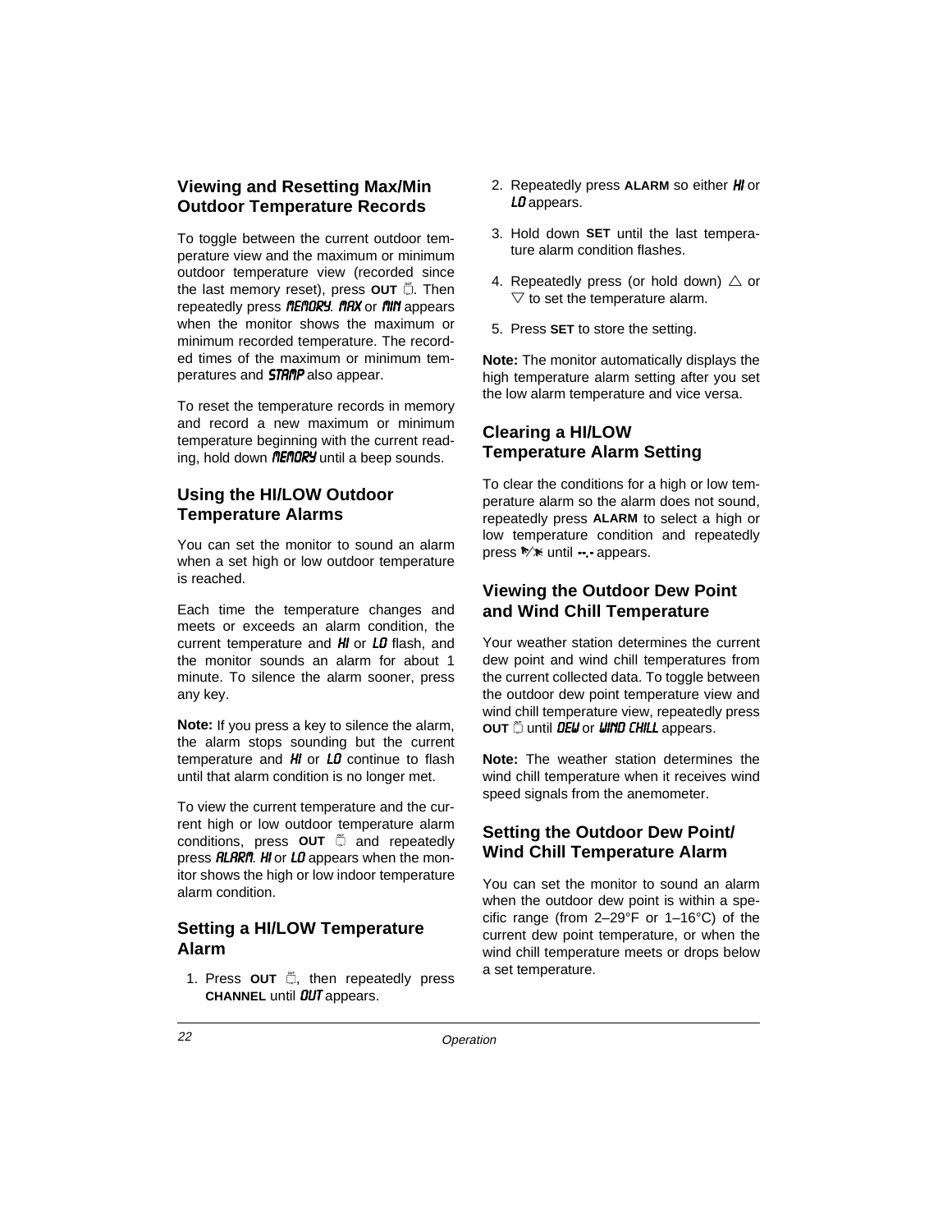## Viewing and Resetting Max/Min Outdoor Temperature Records

To toggle between the current outdoor temperature view and the maximum or minimum outdoor temperature view (recorded since the last memory reset), press **OUT**. Then repeatedly press *MEMORY*. *MAX* or *MIN* appears when the monitor shows the maximum or minimum recorded temperature. The recorded times of the maximum or minimum temperatures and *STAMP* also appear.

To reset the temperature records in memory and record a new maximum or minimum temperature beginning with the current reading, hold down *MEMORY* until a beep sounds.

## Using the HI/LOW Outdoor Temperature Alarms

You can set the monitor to sound an alarm when a set high or low outdoor temperature is reached.

Each time the temperature changes and meets or exceeds an alarm condition, the current temperature and *HI* or *LO* flash, and the monitor sounds an alarm for about 1 minute. To silence the alarm sooner, press any key.

**Note:** If you press a key to silence the alarm, the alarm stops sounding but the current temperature and *HI* or *LO* continue to flash until that alarm condition is no longer met.

To view the current temperature and the current high or low outdoor temperature alarm conditions, press **OUT** and repeatedly press *ALARM*. *HI* or *LO* appears when the monitor shows the high or low indoor temperature alarm condition.

## Setting a HI/LOW Temperature Alarm

1. Press **OUT**, then repeatedly press **CHANNEL** until *OUT* appears.
2. Repeatedly press **ALARM** so either *HI* or *LO* appears.
3. Hold down **SET** until the last temperature alarm condition flashes.
4. Repeatedly press (or hold down) △ or ▽ to set the temperature alarm.
5. Press **SET** to store the setting.

**Note:** The monitor automatically displays the high temperature alarm setting after you set the low alarm temperature and vice versa.

## Clearing a HI/LOW Temperature Alarm Setting

To clear the conditions for a high or low temperature alarm so the alarm does not sound, repeatedly press **ALARM** to select a high or low temperature condition and repeatedly press until **--.-** appears.

## Viewing the Outdoor Dew Point and Wind Chill Temperature

Your weather station determines the current dew point and wind chill temperatures from the current collected data. To toggle between the outdoor dew point temperature view and wind chill temperature view, repeatedly press **OUT** until *DEW* or *WIND CHILL* appears.

**Note:** The weather station determines the wind chill temperature when it receives wind speed signals from the anemometer.

## Setting the Outdoor Dew Point/ Wind Chill Temperature Alarm

You can set the monitor to sound an alarm when the outdoor dew point is within a specific range (from 2–29°F or 1–16°C) of the current dew point temperature, or when the wind chill temperature meets or drops below a set temperature.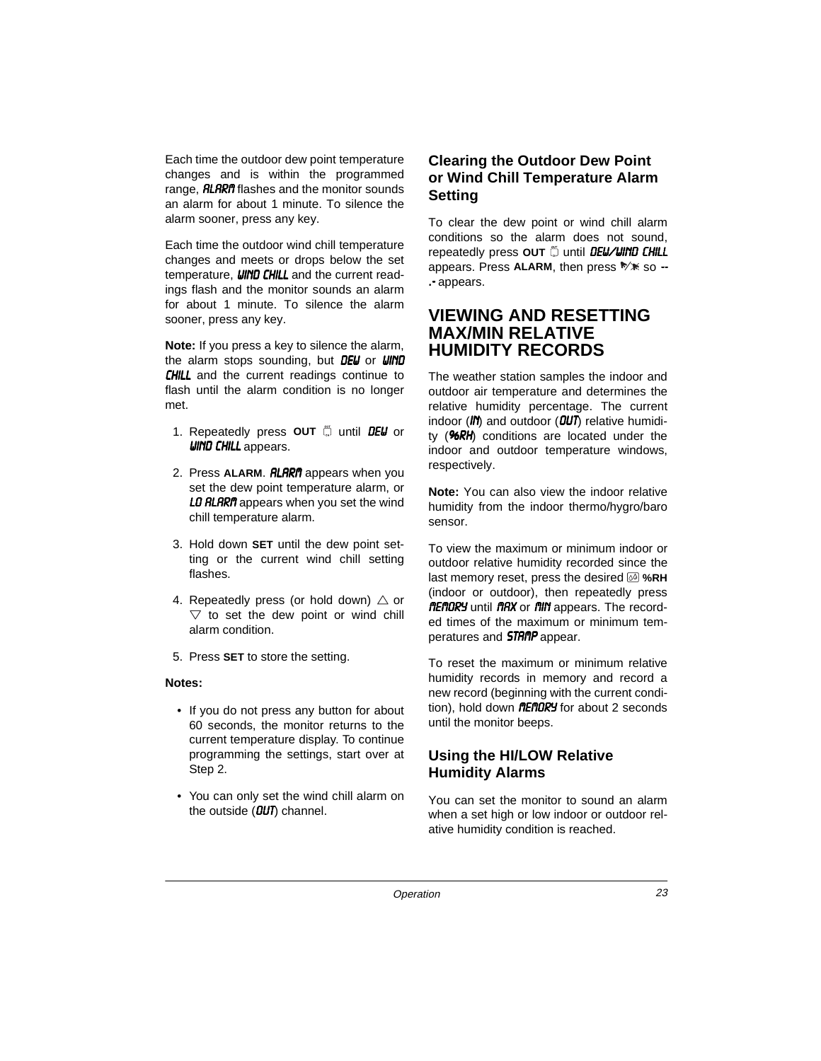Each time the outdoor dew point temperature changes and is within the programmed range, *ALARM* flashes and the monitor sounds an alarm for about 1 minute. To silence the alarm sooner, press any key.

Each time the outdoor wind chill temperature changes and meets or drops below the set temperature, *WIND CHILL* and the current readings flash and the monitor sounds an alarm for about 1 minute. To silence the alarm sooner, press any key.

**Note:** If you press a key to silence the alarm, the alarm stops sounding, but *DEW* or *WIND CHILL* and the current readings continue to flash until the alarm condition is no longer met.

1. Repeatedly press **OUT** until *DEW* or *WIND CHILL* appears.
2. Press **ALARM**. *ALARM* appears when you set the dew point temperature alarm, or *LO ALARM* appears when you set the wind chill temperature alarm.
3. Hold down **SET** until the dew point setting or the current wind chill setting flashes.
4. Repeatedly press (or hold down) △ or ▽ to set the dew point or wind chill alarm condition.
5. Press **SET** to store the setting.

**Notes:**

- If you do not press any button for about 60 seconds, the monitor returns to the current temperature display. To continue programming the settings, start over at Step 2.
- You can only set the wind chill alarm on the outside (*OUT*) channel.

### Clearing the Outdoor Dew Point or Wind Chill Temperature Alarm Setting

To clear the dew point or wind chill alarm conditions so the alarm does not sound, repeatedly press **OUT** until *DEW/WIND CHILL* appears. Press **ALARM**, then press so **--.-** appears.

## VIEWING AND RESETTING MAX/MIN RELATIVE HUMIDITY RECORDS

The weather station samples the indoor and outdoor air temperature and determines the relative humidity percentage. The current indoor (*IN*) and outdoor (*OUT*) relative humidity (*%RH*) conditions are located under the indoor and outdoor temperature windows, respectively.

**Note:** You can also view the indoor relative humidity from the indoor thermo/hygro/baro sensor.

To view the maximum or minimum indoor or outdoor relative humidity recorded since the last memory reset, press the desired **%RH** (indoor or outdoor), then repeatedly press *MEMORY* until *MAX* or *MIN* appears. The recorded times of the maximum or minimum temperatures and *STAMP* appear.

To reset the maximum or minimum relative humidity records in memory and record a new record (beginning with the current condition), hold down *MEMORY* for about 2 seconds until the monitor beeps.

### Using the HI/LOW Relative Humidity Alarms

You can set the monitor to sound an alarm when a set high or low indoor or outdoor relative humidity condition is reached.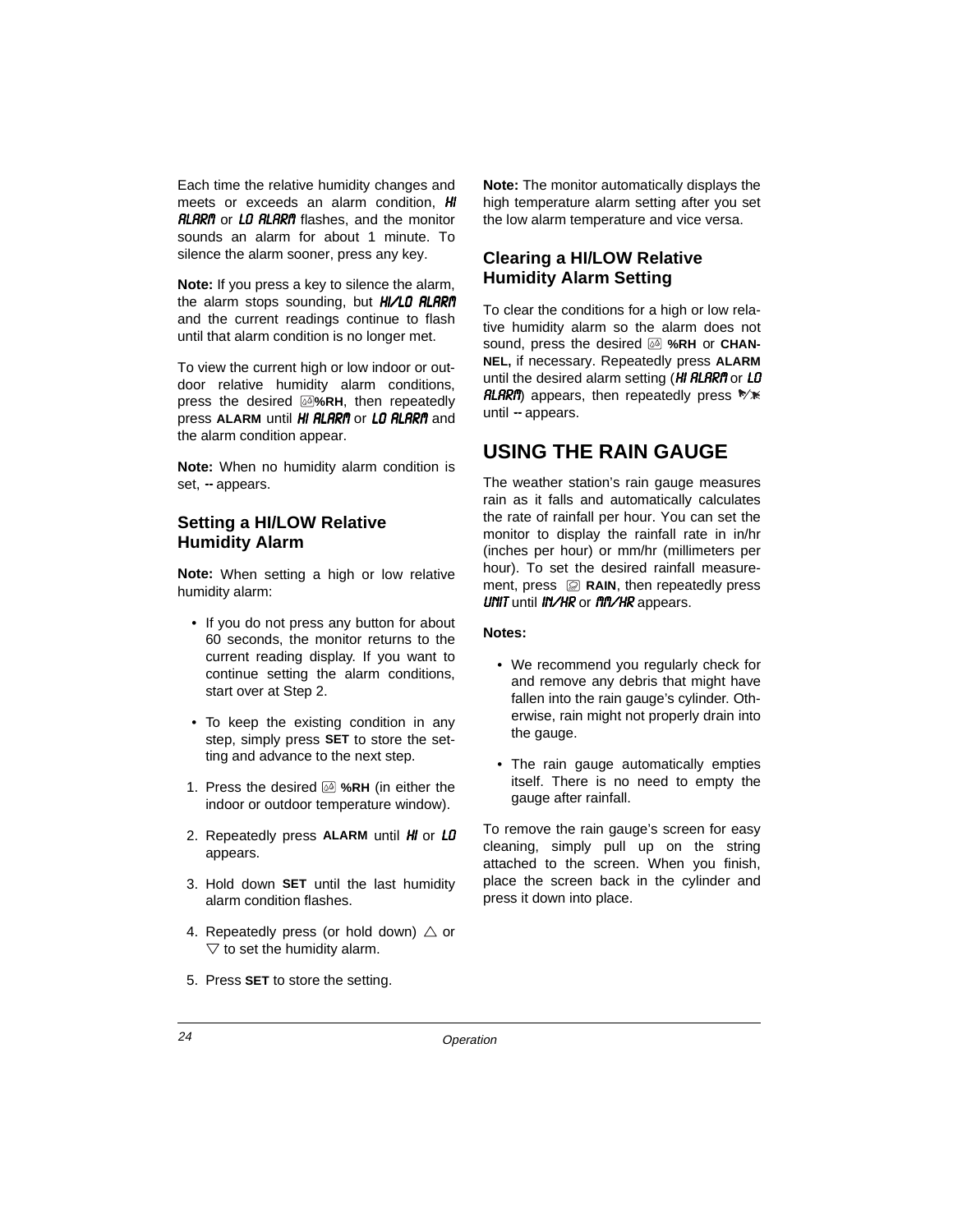Each time the relative humidity changes and meets or exceeds an alarm condition, *HI ALARM* or *LO ALARM* flashes, and the monitor sounds an alarm for about 1 minute. To silence the alarm sooner, press any key.

**Note:** If you press a key to silence the alarm, the alarm stops sounding, but *HI/LO ALARM* and the current readings continue to flash until that alarm condition is no longer met.

To view the current high or low indoor or outdoor relative humidity alarm conditions, press the desired **%RH**, then repeatedly press **ALARM** until *HI ALARM* or *LO ALARM* and the alarm condition appear.

**Note:** When no humidity alarm condition is set, **--** appears.

### Setting a HI/LOW Relative Humidity Alarm

**Note:** When setting a high or low relative humidity alarm:

- If you do not press any button for about 60 seconds, the monitor returns to the current reading display. If you want to continue setting the alarm conditions, start over at Step 2.
- To keep the existing condition in any step, simply press **SET** to store the setting and advance to the next step.

1. Press the desired **%RH** (in either the indoor or outdoor temperature window).
2. Repeatedly press **ALARM** until *HI* or *LO* appears.
3. Hold down **SET** until the last humidity alarm condition flashes.
4. Repeatedly press (or hold down) △ or ▽ to set the humidity alarm.
5. Press **SET** to store the setting.

**Note:** The monitor automatically displays the high temperature alarm setting after you set the low alarm temperature and vice versa.

### Clearing a HI/LOW Relative Humidity Alarm Setting

To clear the conditions for a high or low relative humidity alarm so the alarm does not sound, press the desired **%RH** or **CHANNEL,** if necessary. Repeatedly press **ALARM** until the desired alarm setting (*HI ALARM* or *LO ALARM*) appears, then repeatedly press until **--** appears.

## USING THE RAIN GAUGE

The weather station's rain gauge measures rain as it falls and automatically calculates the rate of rainfall per hour. You can set the monitor to display the rainfall rate in in/hr (inches per hour) or mm/hr (millimeters per hour). To set the desired rainfall measurement, press **RAIN**, then repeatedly press *UNIT* until *IN/HR* or *MM/HR* appears.

**Notes:**

- We recommend you regularly check for and remove any debris that might have fallen into the rain gauge's cylinder. Otherwise, rain might not properly drain into the gauge.
- The rain gauge automatically empties itself. There is no need to empty the gauge after rainfall.

To remove the rain gauge's screen for easy cleaning, simply pull up on the string attached to the screen. When you finish, place the screen back in the cylinder and press it down into place.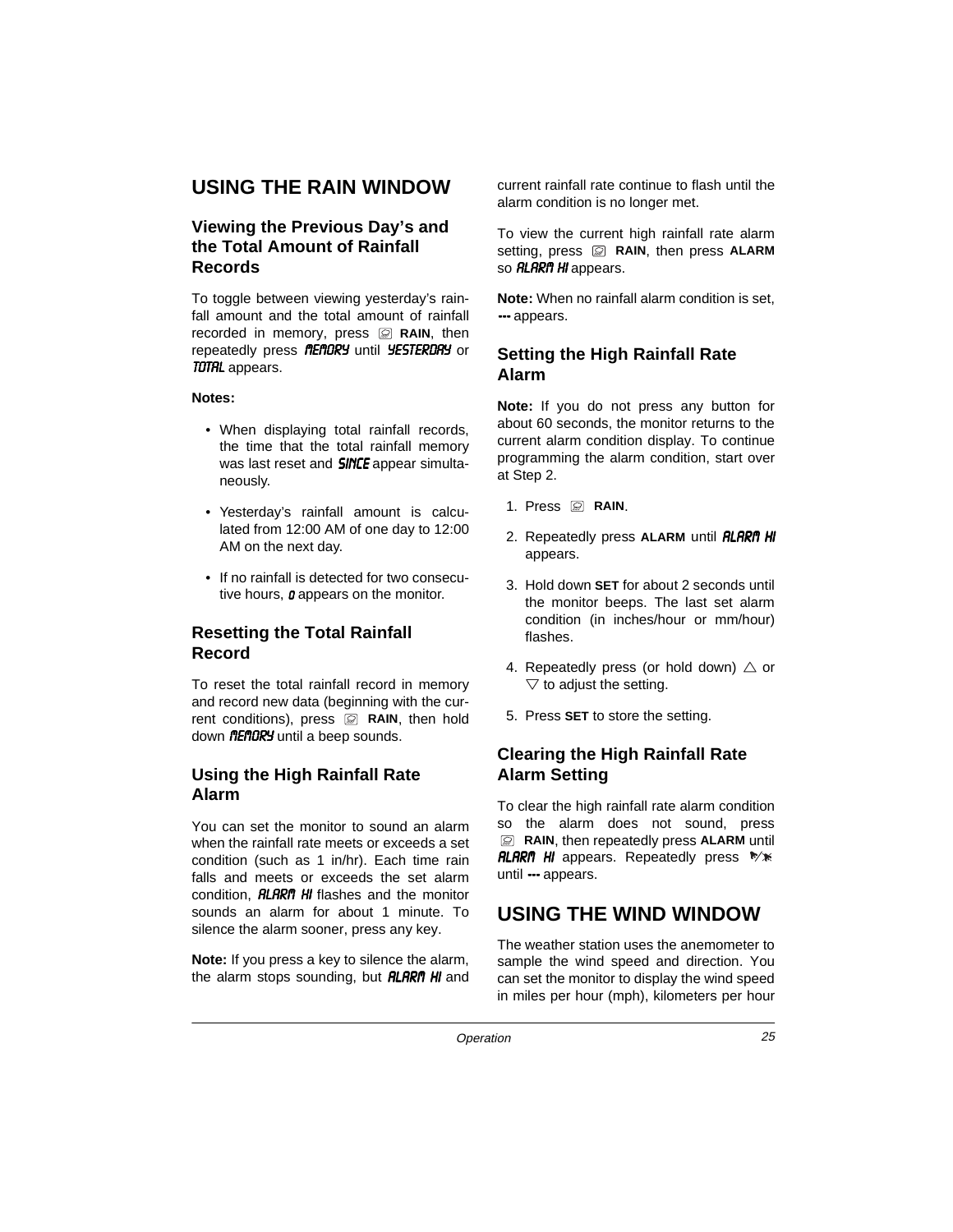## USING THE RAIN WINDOW

### Viewing the Previous Day's and the Total Amount of Rainfall Records

To toggle between viewing yesterday's rainfall amount and the total amount of rainfall recorded in memory, press RAIN, then repeatedly press MEMORY until YESTERDAY or TOTAL appears.

**Notes:**

- When displaying total rainfall records, the time that the total rainfall memory was last reset and SINCE appear simultaneously.
- Yesterday's rainfall amount is calculated from 12:00 AM of one day to 12:00 AM on the next day.
- If no rainfall is detected for two consecutive hours, 0 appears on the monitor.

### Resetting the Total Rainfall Record

To reset the total rainfall record in memory and record new data (beginning with the current conditions), press RAIN, then hold down MEMORY until a beep sounds.

### Using the High Rainfall Rate Alarm

You can set the monitor to sound an alarm when the rainfall rate meets or exceeds a set condition (such as 1 in/hr). Each time rain falls and meets or exceeds the set alarm condition, ALARM HI flashes and the monitor sounds an alarm for about 1 minute. To silence the alarm sooner, press any key.

**Note:** If you press a key to silence the alarm, the alarm stops sounding, but ALARM HI and current rainfall rate continue to flash until the alarm condition is no longer met.

To view the current high rainfall rate alarm setting, press RAIN, then press **ALARM** so ALARM HI appears.

**Note:** When no rainfall alarm condition is set, --- appears.

### Setting the High Rainfall Rate Alarm

**Note:** If you do not press any button for about 60 seconds, the monitor returns to the current alarm condition display. To continue programming the alarm condition, start over at Step 2.

1. Press RAIN.
2. Repeatedly press **ALARM** until ALARM HI appears.
3. Hold down **SET** for about 2 seconds until the monitor beeps. The last set alarm condition (in inches/hour or mm/hour) flashes.
4. Repeatedly press (or hold down) △ or ▽ to adjust the setting.
5. Press **SET** to store the setting.

### Clearing the High Rainfall Rate Alarm Setting

To clear the high rainfall rate alarm condition so the alarm does not sound, press RAIN, then repeatedly press **ALARM** until ALARM HI appears. Repeatedly press until --- appears.

## USING THE WIND WINDOW

The weather station uses the anemometer to sample the wind speed and direction. You can set the monitor to display the wind speed in miles per hour (mph), kilometers per hour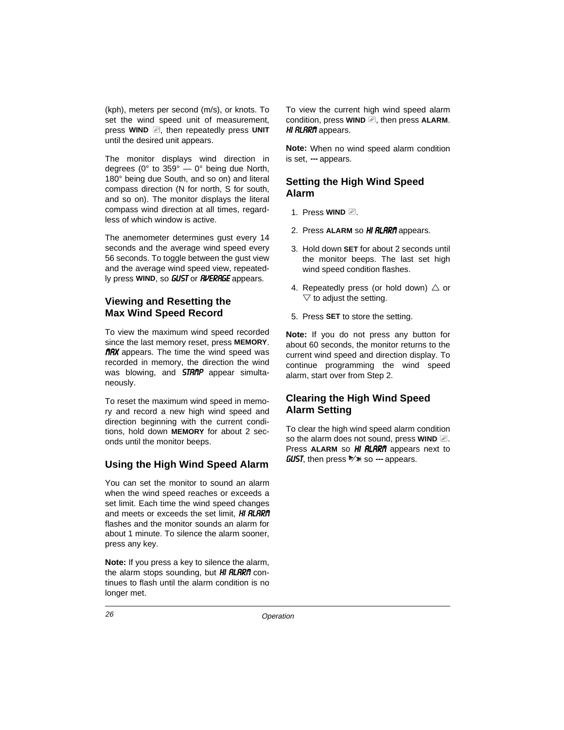(kph), meters per second (m/s), or knots. To set the wind speed unit of measurement, press **WIND** ✎, then repeatedly press **UNIT** until the desired unit appears.

The monitor displays wind direction in degrees (0° to 359° — 0° being due North, 180° being due South, and so on) and literal compass direction (N for north, S for south, and so on). The monitor displays the literal compass wind direction at all times, regardless of which window is active.

The anemometer determines gust every 14 seconds and the average wind speed every 56 seconds. To toggle between the gust view and the average wind speed view, repeatedly press **WIND**, so *GUST* or *AVERAGE* appears.

## Viewing and Resetting the Max Wind Speed Record

To view the maximum wind speed recorded since the last memory reset, press **MEMORY**. *MAX* appears. The time the wind speed was recorded in memory, the direction the wind was blowing, and *STAMP* appear simultaneously.

To reset the maximum wind speed in memory and record a new high wind speed and direction beginning with the current conditions, hold down **MEMORY** for about 2 seconds until the monitor beeps.

## Using the High Wind Speed Alarm

You can set the monitor to sound an alarm when the wind speed reaches or exceeds a set limit. Each time the wind speed changes and meets or exceeds the set limit, *HI ALARM* flashes and the monitor sounds an alarm for about 1 minute. To silence the alarm sooner, press any key.

**Note:** If you press a key to silence the alarm, the alarm stops sounding, but *HI ALARM* continues to flash until the alarm condition is no longer met.

To view the current high wind speed alarm condition, press **WIND** ✎, then press **ALARM**. *HI ALARM* appears.

**Note:** When no wind speed alarm condition is set, **---** appears.

## Setting the High Wind Speed Alarm

1. Press **WIND** ✎.
2. Press **ALARM** so *HI ALARM* appears.
3. Hold down **SET** for about 2 seconds until the monitor beeps. The last set high wind speed condition flashes.
4. Repeatedly press (or hold down) △ or ▽ to adjust the setting.
5. Press **SET** to store the setting.

**Note:** If you do not press any button for about 60 seconds, the monitor returns to the current wind speed and direction display. To continue programming the wind speed alarm, start over from Step 2.

## Clearing the High Wind Speed Alarm Setting

To clear the high wind speed alarm condition so the alarm does not sound, press **WIND** ✎. Press **ALARM** so *HI ALARM* appears next to *GUST*, then press 🔔/🔕 so **---** appears.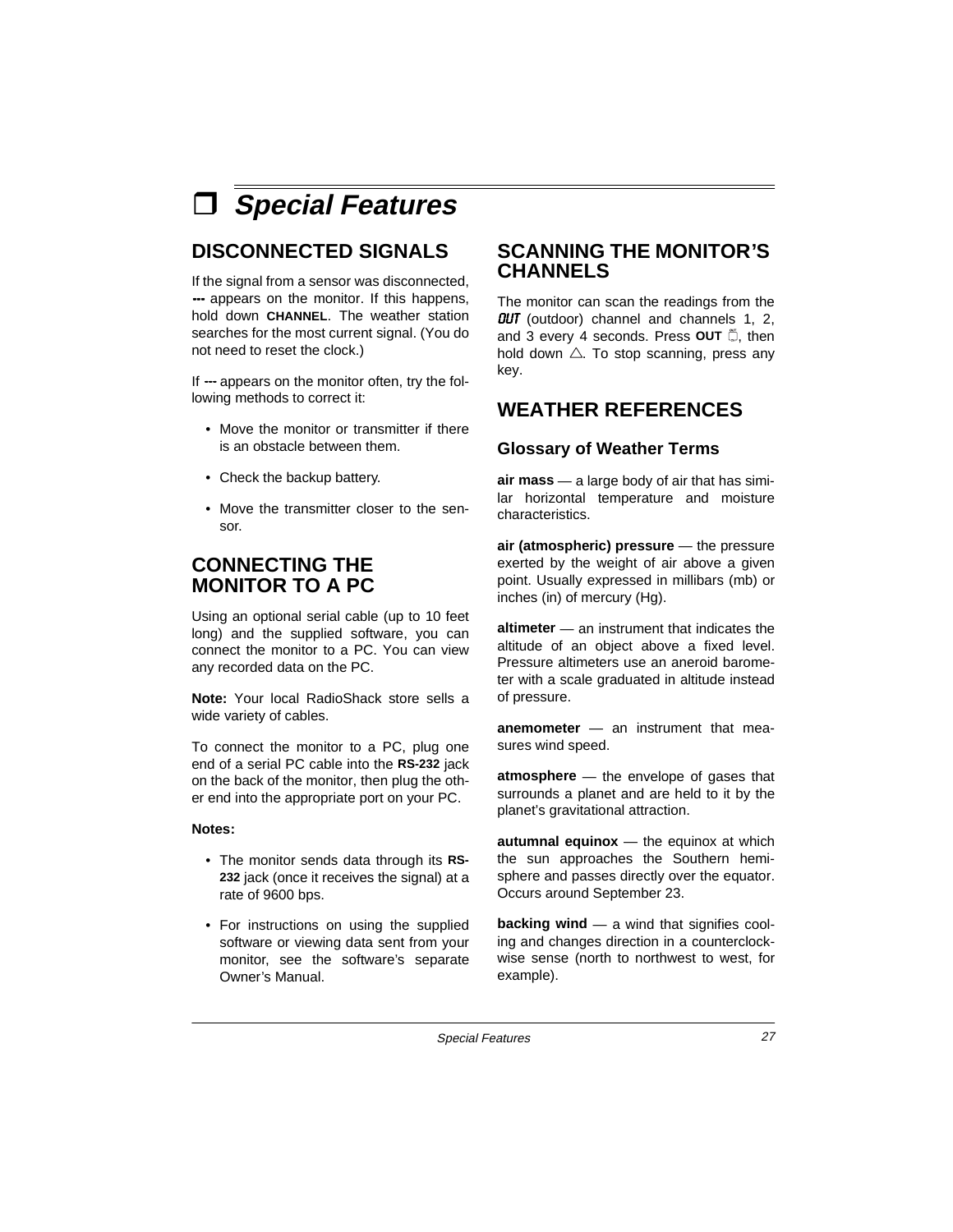# ❒ *Special Features*

## DISCONNECTED SIGNALS

If the signal from a sensor was disconnected, **---** appears on the monitor. If this happens, hold down **CHANNEL**. The weather station searches for the most current signal. (You do not need to reset the clock.)

If **---** appears on the monitor often, try the following methods to correct it:

- Move the monitor or transmitter if there is an obstacle between them.
- Check the backup battery.
- Move the transmitter closer to the sensor.

## CONNECTING THE MONITOR TO A PC

Using an optional serial cable (up to 10 feet long) and the supplied software, you can connect the monitor to a PC. You can view any recorded data on the PC.

**Note:** Your local RadioShack store sells a wide variety of cables.

To connect the monitor to a PC, plug one end of a serial PC cable into the **RS-232** jack on the back of the monitor, then plug the other end into the appropriate port on your PC.

**Notes:**

- The monitor sends data through its **RS-232** jack (once it receives the signal) at a rate of 9600 bps.
- For instructions on using the supplied software or viewing data sent from your monitor, see the software's separate Owner's Manual.

## SCANNING THE MONITOR'S CHANNELS

The monitor can scan the readings from the *OUT* (outdoor) channel and channels 1, 2, and 3 every 4 seconds. Press **OUT**, then hold down △. To stop scanning, press any key.

## WEATHER REFERENCES

### Glossary of Weather Terms

**air mass** — a large body of air that has similar horizontal temperature and moisture characteristics.

**air (atmospheric) pressure** — the pressure exerted by the weight of air above a given point. Usually expressed in millibars (mb) or inches (in) of mercury (Hg).

**altimeter** — an instrument that indicates the altitude of an object above a fixed level. Pressure altimeters use an aneroid barometer with a scale graduated in altitude instead of pressure.

**anemometer** — an instrument that measures wind speed.

**atmosphere** — the envelope of gases that surrounds a planet and are held to it by the planet's gravitational attraction.

**autumnal equinox** — the equinox at which the sun approaches the Southern hemisphere and passes directly over the equator. Occurs around September 23.

**backing wind** — a wind that signifies cooling and changes direction in a counterclockwise sense (north to northwest to west, for example).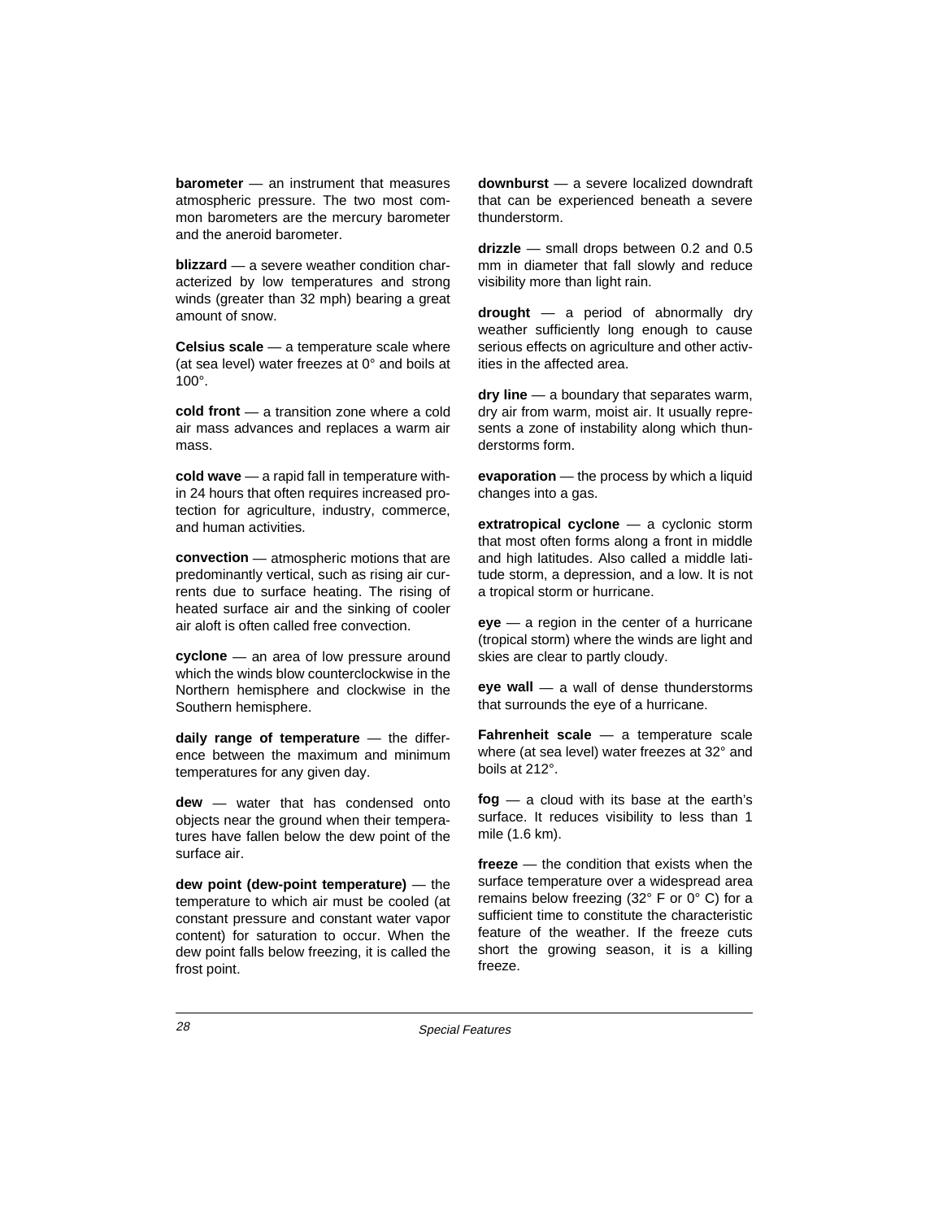**barometer** — an instrument that measures atmospheric pressure. The two most common barometers are the mercury barometer and the aneroid barometer.

**blizzard** — a severe weather condition characterized by low temperatures and strong winds (greater than 32 mph) bearing a great amount of snow.

**Celsius scale** — a temperature scale where (at sea level) water freezes at 0° and boils at 100°.

**cold front** — a transition zone where a cold air mass advances and replaces a warm air mass.

**cold wave** — a rapid fall in temperature within 24 hours that often requires increased protection for agriculture, industry, commerce, and human activities.

**convection** — atmospheric motions that are predominantly vertical, such as rising air currents due to surface heating. The rising of heated surface air and the sinking of cooler air aloft is often called free convection.

**cyclone** — an area of low pressure around which the winds blow counterclockwise in the Northern hemisphere and clockwise in the Southern hemisphere.

**daily range of temperature** — the difference between the maximum and minimum temperatures for any given day.

**dew** — water that has condensed onto objects near the ground when their temperatures have fallen below the dew point of the surface air.

**dew point (dew-point temperature)** — the temperature to which air must be cooled (at constant pressure and constant water vapor content) for saturation to occur. When the dew point falls below freezing, it is called the frost point.

**downburst** — a severe localized downdraft that can be experienced beneath a severe thunderstorm.

**drizzle** — small drops between 0.2 and 0.5 mm in diameter that fall slowly and reduce visibility more than light rain.

**drought** — a period of abnormally dry weather sufficiently long enough to cause serious effects on agriculture and other activities in the affected area.

**dry line** — a boundary that separates warm, dry air from warm, moist air. It usually represents a zone of instability along which thunderstorms form.

**evaporation** — the process by which a liquid changes into a gas.

**extratropical cyclone** — a cyclonic storm that most often forms along a front in middle and high latitudes. Also called a middle latitude storm, a depression, and a low. It is not a tropical storm or hurricane.

**eye** — a region in the center of a hurricane (tropical storm) where the winds are light and skies are clear to partly cloudy.

**eye wall** — a wall of dense thunderstorms that surrounds the eye of a hurricane.

**Fahrenheit scale** — a temperature scale where (at sea level) water freezes at 32° and boils at 212°.

**fog** — a cloud with its base at the earth's surface. It reduces visibility to less than 1 mile (1.6 km).

**freeze** — the condition that exists when the surface temperature over a widespread area remains below freezing (32° F or 0° C) for a sufficient time to constitute the characteristic feature of the weather. If the freeze cuts short the growing season, it is a killing freeze.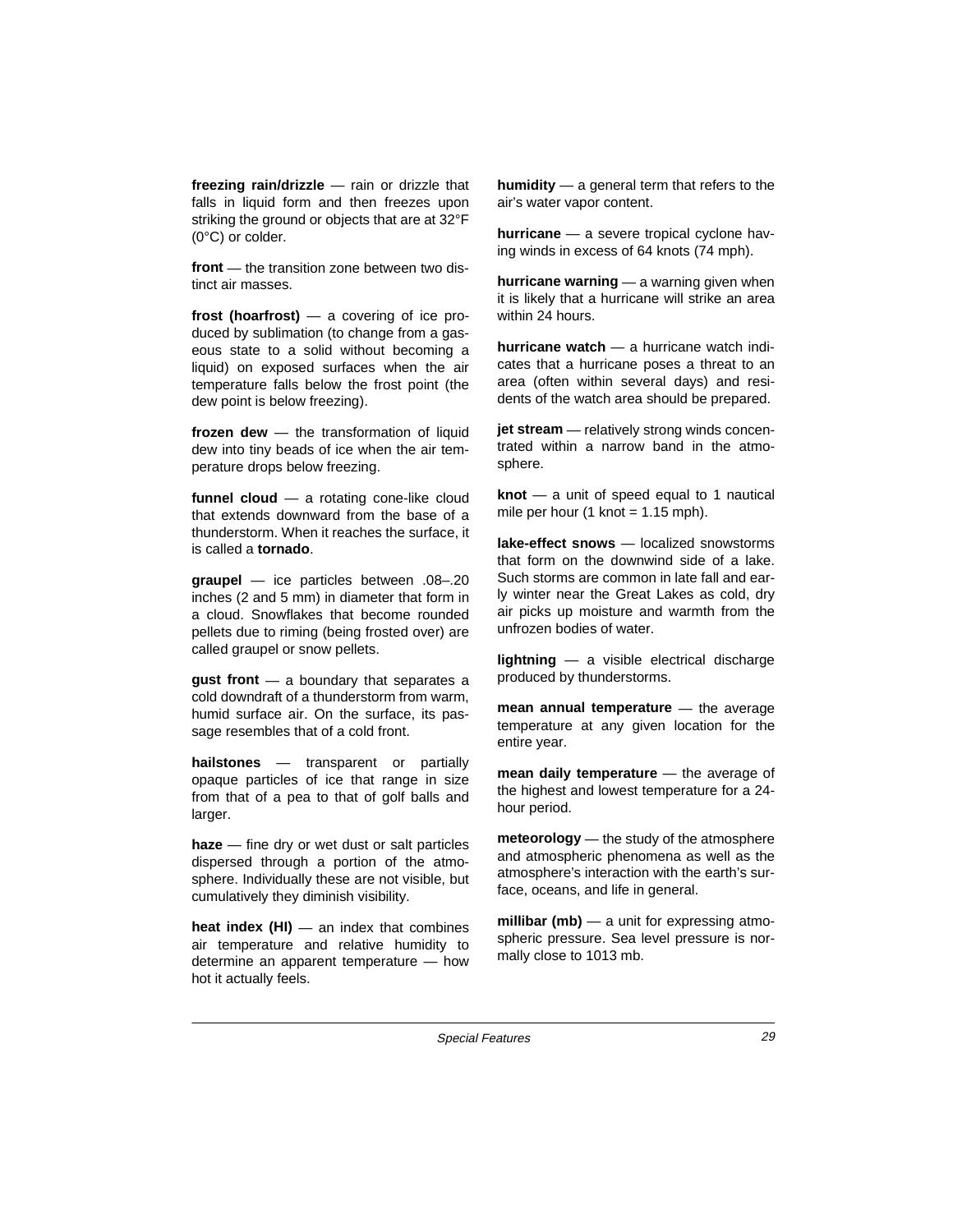**freezing rain/drizzle** — rain or drizzle that falls in liquid form and then freezes upon striking the ground or objects that are at 32°F (0°C) or colder.

**front** — the transition zone between two distinct air masses.

**frost (hoarfrost)** — a covering of ice produced by sublimation (to change from a gaseous state to a solid without becoming a liquid) on exposed surfaces when the air temperature falls below the frost point (the dew point is below freezing).

**frozen dew** — the transformation of liquid dew into tiny beads of ice when the air temperature drops below freezing.

**funnel cloud** — a rotating cone-like cloud that extends downward from the base of a thunderstorm. When it reaches the surface, it is called a **tornado**.

**graupel** — ice particles between .08–.20 inches (2 and 5 mm) in diameter that form in a cloud. Snowflakes that become rounded pellets due to riming (being frosted over) are called graupel or snow pellets.

**gust front** — a boundary that separates a cold downdraft of a thunderstorm from warm, humid surface air. On the surface, its passage resembles that of a cold front.

**hailstones** — transparent or partially opaque particles of ice that range in size from that of a pea to that of golf balls and larger.

**haze** — fine dry or wet dust or salt particles dispersed through a portion of the atmosphere. Individually these are not visible, but cumulatively they diminish visibility.

**heat index (HI)** — an index that combines air temperature and relative humidity to determine an apparent temperature — how hot it actually feels.

**humidity** — a general term that refers to the air's water vapor content.

**hurricane** — a severe tropical cyclone having winds in excess of 64 knots (74 mph).

**hurricane warning** — a warning given when it is likely that a hurricane will strike an area within 24 hours.

**hurricane watch** — a hurricane watch indicates that a hurricane poses a threat to an area (often within several days) and residents of the watch area should be prepared.

**jet stream** — relatively strong winds concentrated within a narrow band in the atmosphere.

**knot** — a unit of speed equal to 1 nautical mile per hour (1 knot = 1.15 mph).

**lake-effect snows** — localized snowstorms that form on the downwind side of a lake. Such storms are common in late fall and early winter near the Great Lakes as cold, dry air picks up moisture and warmth from the unfrozen bodies of water.

**lightning** — a visible electrical discharge produced by thunderstorms.

**mean annual temperature** — the average temperature at any given location for the entire year.

**mean daily temperature** — the average of the highest and lowest temperature for a 24-hour period.

**meteorology** — the study of the atmosphere and atmospheric phenomena as well as the atmosphere's interaction with the earth's surface, oceans, and life in general.

**millibar (mb)** — a unit for expressing atmospheric pressure. Sea level pressure is normally close to 1013 mb.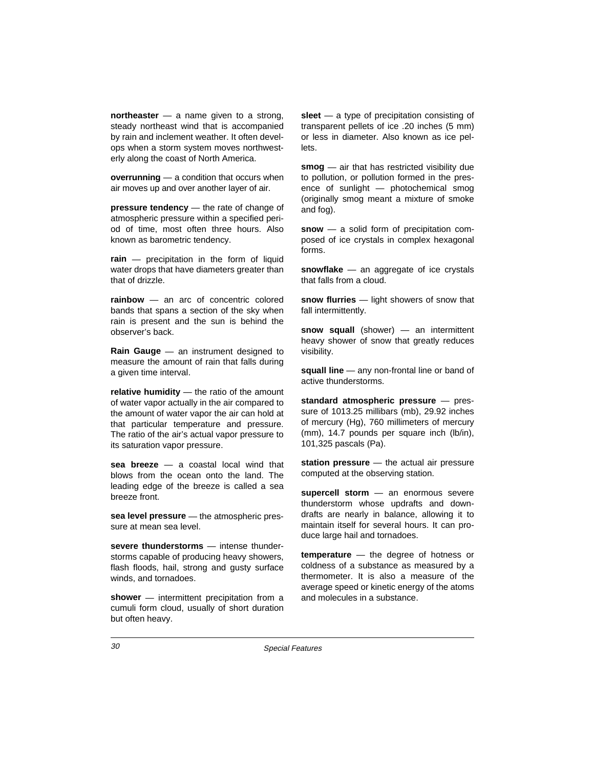**northeaster** — a name given to a strong, steady northeast wind that is accompanied by rain and inclement weather. It often develops when a storm system moves northwesterly along the coast of North America.

**overrunning** — a condition that occurs when air moves up and over another layer of air.

**pressure tendency** — the rate of change of atmospheric pressure within a specified period of time, most often three hours. Also known as barometric tendency.

**rain** — precipitation in the form of liquid water drops that have diameters greater than that of drizzle.

**rainbow** — an arc of concentric colored bands that spans a section of the sky when rain is present and the sun is behind the observer's back.

**Rain Gauge** — an instrument designed to measure the amount of rain that falls during a given time interval.

**relative humidity** — the ratio of the amount of water vapor actually in the air compared to the amount of water vapor the air can hold at that particular temperature and pressure. The ratio of the air's actual vapor pressure to its saturation vapor pressure.

**sea breeze** — a coastal local wind that blows from the ocean onto the land. The leading edge of the breeze is called a sea breeze front.

**sea level pressure** — the atmospheric pressure at mean sea level.

**severe thunderstorms** — intense thunderstorms capable of producing heavy showers, flash floods, hail, strong and gusty surface winds, and tornadoes.

**shower** — intermittent precipitation from a cumuli form cloud, usually of short duration but often heavy.

**sleet** — a type of precipitation consisting of transparent pellets of ice .20 inches (5 mm) or less in diameter. Also known as ice pellets.

**smog** — air that has restricted visibility due to pollution, or pollution formed in the presence of sunlight — photochemical smog (originally smog meant a mixture of smoke and fog).

**snow** — a solid form of precipitation composed of ice crystals in complex hexagonal forms.

**snowflake** — an aggregate of ice crystals that falls from a cloud.

**snow flurries** — light showers of snow that fall intermittently.

**snow squall** (shower) — an intermittent heavy shower of snow that greatly reduces visibility.

**squall line** — any non-frontal line or band of active thunderstorms.

**standard atmospheric pressure** — pressure of 1013.25 millibars (mb), 29.92 inches of mercury (Hg), 760 millimeters of mercury (mm), 14.7 pounds per square inch (lb/in), 101,325 pascals (Pa).

**station pressure** — the actual air pressure computed at the observing station.

**supercell storm** — an enormous severe thunderstorm whose updrafts and downdrafts are nearly in balance, allowing it to maintain itself for several hours. It can produce large hail and tornadoes.

**temperature** — the degree of hotness or coldness of a substance as measured by a thermometer. It is also a measure of the average speed or kinetic energy of the atoms and molecules in a substance.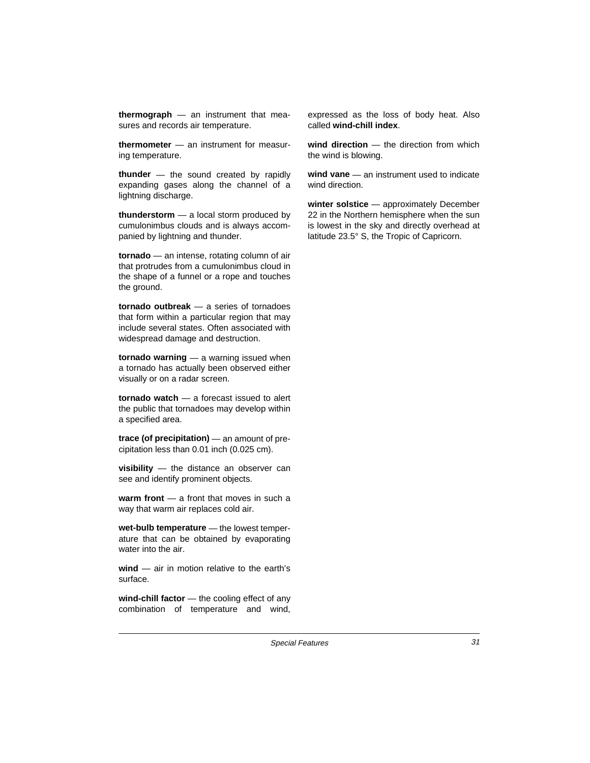**thermograph** — an instrument that measures and records air temperature.

**thermometer** — an instrument for measuring temperature.

**thunder** — the sound created by rapidly expanding gases along the channel of a lightning discharge.

**thunderstorm** — a local storm produced by cumulonimbus clouds and is always accompanied by lightning and thunder.

**tornado** — an intense, rotating column of air that protrudes from a cumulonimbus cloud in the shape of a funnel or a rope and touches the ground.

**tornado outbreak** — a series of tornadoes that form within a particular region that may include several states. Often associated with widespread damage and destruction.

**tornado warning** — a warning issued when a tornado has actually been observed either visually or on a radar screen.

**tornado watch** — a forecast issued to alert the public that tornadoes may develop within a specified area.

**trace (of precipitation)** — an amount of precipitation less than 0.01 inch (0.025 cm).

**visibility** — the distance an observer can see and identify prominent objects.

**warm front** — a front that moves in such a way that warm air replaces cold air.

**wet-bulb temperature** — the lowest temperature that can be obtained by evaporating water into the air.

**wind** — air in motion relative to the earth's surface.

**wind-chill factor** — the cooling effect of any combination of temperature and wind, expressed as the loss of body heat. Also called **wind-chill index**.

**wind direction** — the direction from which the wind is blowing.

**wind vane** — an instrument used to indicate wind direction.

**winter solstice** — approximately December 22 in the Northern hemisphere when the sun is lowest in the sky and directly overhead at latitude 23.5° S, the Tropic of Capricorn.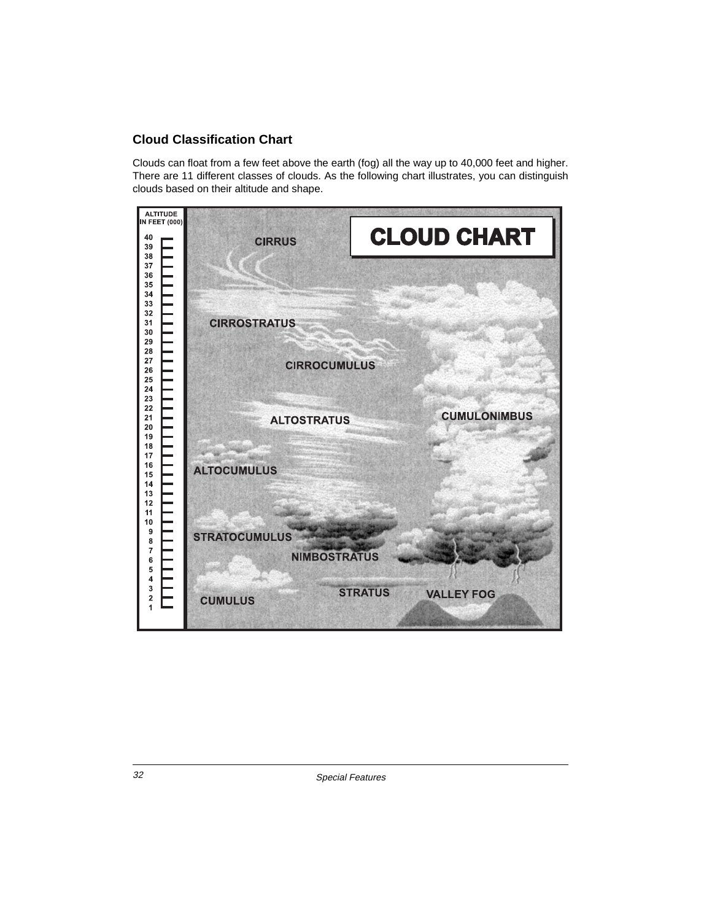## Cloud Classification Chart

Clouds can float from a few feet above the earth (fog) all the way up to 40,000 feet and higher. There are 11 different classes of clouds. As the following chart illustrates, you can distinguish clouds based on their altitude and shape.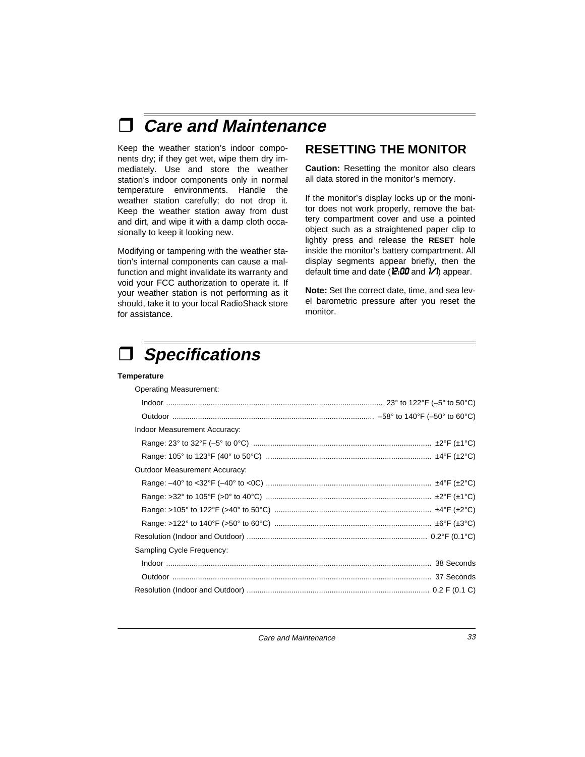# ❐ *Care and Maintenance*

Keep the weather station's indoor components dry; if they get wet, wipe them dry immediately. Use and store the weather station's indoor components only in normal temperature environments. Handle the weather station carefully; do not drop it. Keep the weather station away from dust and dirt, and wipe it with a damp cloth occasionally to keep it looking new.

Modifying or tampering with the weather station's internal components can cause a malfunction and might invalidate its warranty and void your FCC authorization to operate it. If your weather station is not performing as it should, take it to your local RadioShack store for assistance.

## RESETTING THE MONITOR

**Caution:** Resetting the monitor also clears all data stored in the monitor's memory.

If the monitor's display locks up or the monitor does not work properly, remove the battery compartment cover and use a pointed object such as a straightened paper clip to lightly press and release the **RESET** hole inside the monitor's battery compartment. All display segments appear briefly, then the default time and date (*12:00* and *1/1*) appear.

**Note:** Set the correct date, time, and sea level barometric pressure after you reset the monitor.

# ❐ *Specifications*

**Temperature**

Operating Measurement:

- Indoor ..... 23° to 122°F (–5° to 50°C)
- Outdoor ..... –58° to 140°F (–50° to 60°C)

Indoor Measurement Accuracy:

- Range: 23° to 32°F (–5° to 0°C) ..... ±2°F (±1°C)
- Range: 105° to 123°F (40° to 50°C) ..... ±4°F (±2°C)

Outdoor Measurement Accuracy:

- Range: –40° to <32°F (–40° to <0C) ..... ±4°F (±2°C)
- Range: >32° to 105°F (>0° to 40°C) ..... ±2°F (±1°C)
- Range: >105° to 122°F (>40° to 50°C) ..... ±4°F (±2°C)
- Range: >122° to 140°F (>50° to 60°C) ..... ±6°F (±3°C)

Resolution (Indoor and Outdoor) ..... 0.2°F (0.1°C)

Sampling Cycle Frequency:

- Indoor ..... 38 Seconds
- Outdoor ..... 37 Seconds

Resolution (Indoor and Outdoor) ..... 0.2 F (0.1 C)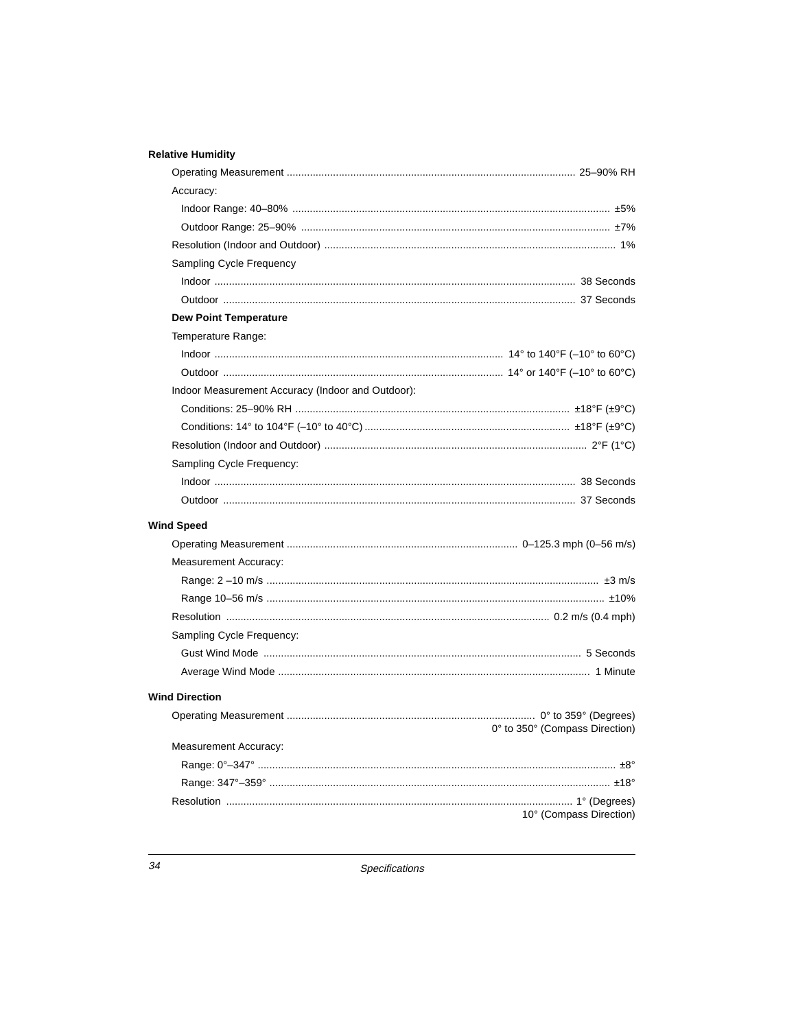**Relative Humidity**

Operating Measurement .................................................................................................... 25–90% RH

Accuracy:

- Indoor Range: 40–80% ............................................................................................................. ±5%
- Outdoor Range: 25–90% .......................................................................................................... ±7%

Resolution (Indoor and Outdoor) ..................................................................................................... 1%

Sampling Cycle Frequency

- Indoor ............................................................................................................................ 38 Seconds
- Outdoor ......................................................................................................................... 37 Seconds

**Dew Point Temperature**

Temperature Range:

- Indoor ................................................................................................... 14° to 140°F (–10° to 60°C)
- Outdoor ................................................................................................ 14° or 140°F (–10° to 60°C)

Indoor Measurement Accuracy (Indoor and Outdoor):

- Conditions: 25–90% RH ............................................................................................... ±18°F (±9°C)
- Conditions: 14° to 104°F (–10° to 40°C) ....................................................................... ±18°F (±9°C)

Resolution (Indoor and Outdoor) ........................................................................................... 2°F (1°C)

Sampling Cycle Frequency:

- Indoor ............................................................................................................................ 38 Seconds
- Outdoor ......................................................................................................................... 37 Seconds

**Wind Speed**

Operating Measurement ................................................................................ 0–125.3 mph (0–56 m/s)

Measurement Accuracy:

- Range: 2 –10 m/s .................................................................................................................. ±3 m/s
- Range 10–56 m/s .................................................................................................................... ±10%

Resolution ................................................................................................................ 0.2 m/s (0.4 mph)

Sampling Cycle Frequency:

- Gust Wind Mode ............................................................................................................ 5 Seconds
- Average Wind Mode ........................................................................................................... 1 Minute

**Wind Direction**

Operating Measurement ...................................................................................... 0° to 359° (Degrees)
0° to 350° (Compass Direction)

Measurement Accuracy:

- Range: 0°–347° ........................................................................................................................... ±8°
- Range: 347°–359° ..................................................................................................................... ±18°

Resolution ....................................................................................................................... 1° (Degrees)
10° (Compass Direction)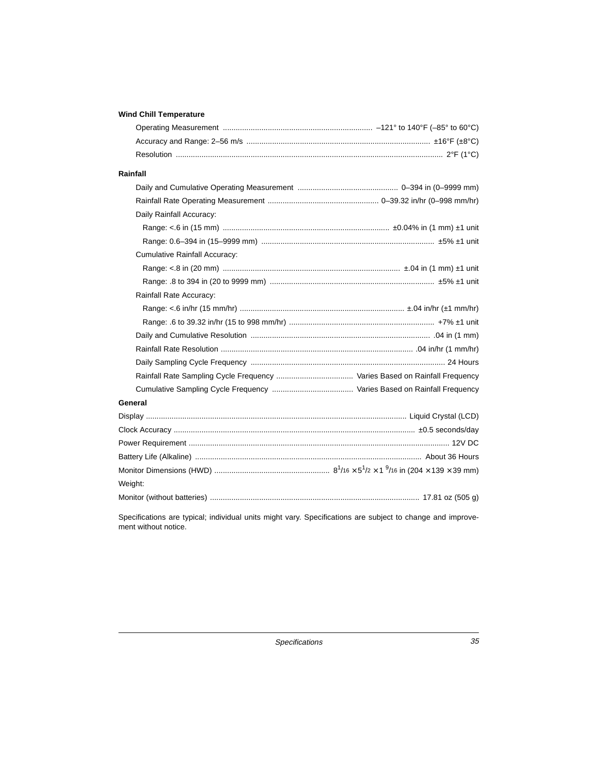**Wind Chill Temperature**

Operating Measurement ..................................................................... –121° to 140°F (–85° to 60°C)

Accuracy and Range: 2–56 m/s ..................................................................................... ±16°F (±8°C)

Resolution ............................................................................................................................ 2°F (1°C)

**Rainfall**

Daily and Cumulative Operating Measurement ............................................... 0–394 in (0–9999 mm)

Rainfall Rate Operating Measurement .................................................... 0–39.32 in/hr (0–998 mm/hr)

Daily Rainfall Accuracy:

Range: <.6 in (15 mm) ............................................................................. ±0.04% in (1 mm) ±1 unit

Range: 0.6–394 in (15–9999 mm) ................................................................................ ±5% ±1 unit

Cumulative Rainfall Accuracy:

Range: <.8 in (20 mm) .................................................................................. ±.04 in (1 mm) ±1 unit

Range: .8 to 394 in (20 to 9999 mm) ............................................................................ ±5% ±1 unit

Rainfall Rate Accuracy:

Range: <.6 in/hr (15 mm/hr) ............................................................................ ±.04 in/hr (±1 mm/hr)

Range: .6 to 39.32 in/hr (15 to 998 mm/hr) ................................................................... +7% ±1 unit

Daily and Cumulative Resolution ................................................................................... .04 in (1 mm)

Rainfall Rate Resolution .......................................................................................... .04 in/hr (1 mm/hr)

Daily Sampling Cycle Frequency .......................................................................................... 24 Hours

Rainfall Rate Sampling Cycle Frequency .................................... Varies Based on Rainfall Frequency

Cumulative Sampling Cycle Frequency ...................................... Varies Based on Rainfall Frequency

**General**

Display ......................................................................................................................... Liquid Crystal (LCD)

Clock Accuracy ................................................................................................................ ±0.5 seconds/day

Power Requirement .............................................................................................................................. 12V DC

Battery Life (Alkaline) ......................................................................................................... About 36 Hours

Monitor Dimensions (HWD) ..................................................... $8^1/_{16} \times 5^1/_2 \times 1\ ^9/_{16}$ in (204 × 139 × 39 mm)

Weight:

Monitor (without batteries) ................................................................................................. 17.81 oz (505 g)

Specifications are typical; individual units might vary. Specifications are subject to change and improvement without notice.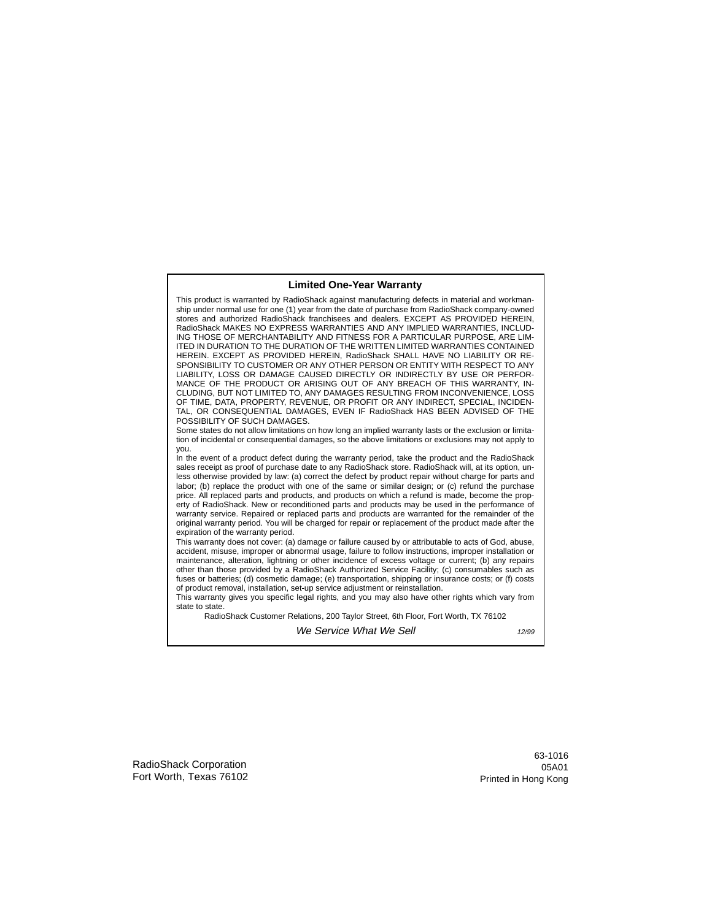## Limited One-Year Warranty

This product is warranted by RadioShack against manufacturing defects in material and workmanship under normal use for one (1) year from the date of purchase from RadioShack company-owned stores and authorized RadioShack franchisees and dealers. EXCEPT AS PROVIDED HEREIN, RadioShack MAKES NO EXPRESS WARRANTIES AND ANY IMPLIED WARRANTIES, INCLUDING THOSE OF MERCHANTABILITY AND FITNESS FOR A PARTICULAR PURPOSE, ARE LIMITED IN DURATION TO THE DURATION OF THE WRITTEN LIMITED WARRANTIES CONTAINED HEREIN. EXCEPT AS PROVIDED HEREIN, RadioShack SHALL HAVE NO LIABILITY OR RESPONSIBILITY TO CUSTOMER OR ANY OTHER PERSON OR ENTITY WITH RESPECT TO ANY LIABILITY, LOSS OR DAMAGE CAUSED DIRECTLY OR INDIRECTLY BY USE OR PERFORMANCE OF THE PRODUCT OR ARISING OUT OF ANY BREACH OF THIS WARRANTY, INCLUDING, BUT NOT LIMITED TO, ANY DAMAGES RESULTING FROM INCONVENIENCE, LOSS OF TIME, DATA, PROPERTY, REVENUE, OR PROFIT OR ANY INDIRECT, SPECIAL, INCIDENTAL, OR CONSEQUENTIAL DAMAGES, EVEN IF RadioShack HAS BEEN ADVISED OF THE POSSIBILITY OF SUCH DAMAGES.

Some states do not allow limitations on how long an implied warranty lasts or the exclusion or limitation of incidental or consequential damages, so the above limitations or exclusions may not apply to you.

In the event of a product defect during the warranty period, take the product and the RadioShack sales receipt as proof of purchase date to any RadioShack store. RadioShack will, at its option, unless otherwise provided by law: (a) correct the defect by product repair without charge for parts and labor; (b) replace the product with one of the same or similar design; or (c) refund the purchase price. All replaced parts and products, and products on which a refund is made, become the property of RadioShack. New or reconditioned parts and products may be used in the performance of warranty service. Repaired or replaced parts and products are warranted for the remainder of the original warranty period. You will be charged for repair or replacement of the product made after the expiration of the warranty period.

This warranty does not cover: (a) damage or failure caused by or attributable to acts of God, abuse, accident, misuse, improper or abnormal usage, failure to follow instructions, improper installation or maintenance, alteration, lightning or other incidence of excess voltage or current; (b) any repairs other than those provided by a RadioShack Authorized Service Facility; (c) consumables such as fuses or batteries; (d) cosmetic damage; (e) transportation, shipping or insurance costs; or (f) costs of product removal, installation, set-up service adjustment or reinstallation.

This warranty gives you specific legal rights, and you may also have other rights which vary from state to state.

RadioShack Customer Relations, 200 Taylor Street, 6th Floor, Fort Worth, TX 76102

*We Service What We Sell* *12/99*

RadioShack Corporation
Fort Worth, Texas 76102

63-1016
05A01
Printed in Hong Kong